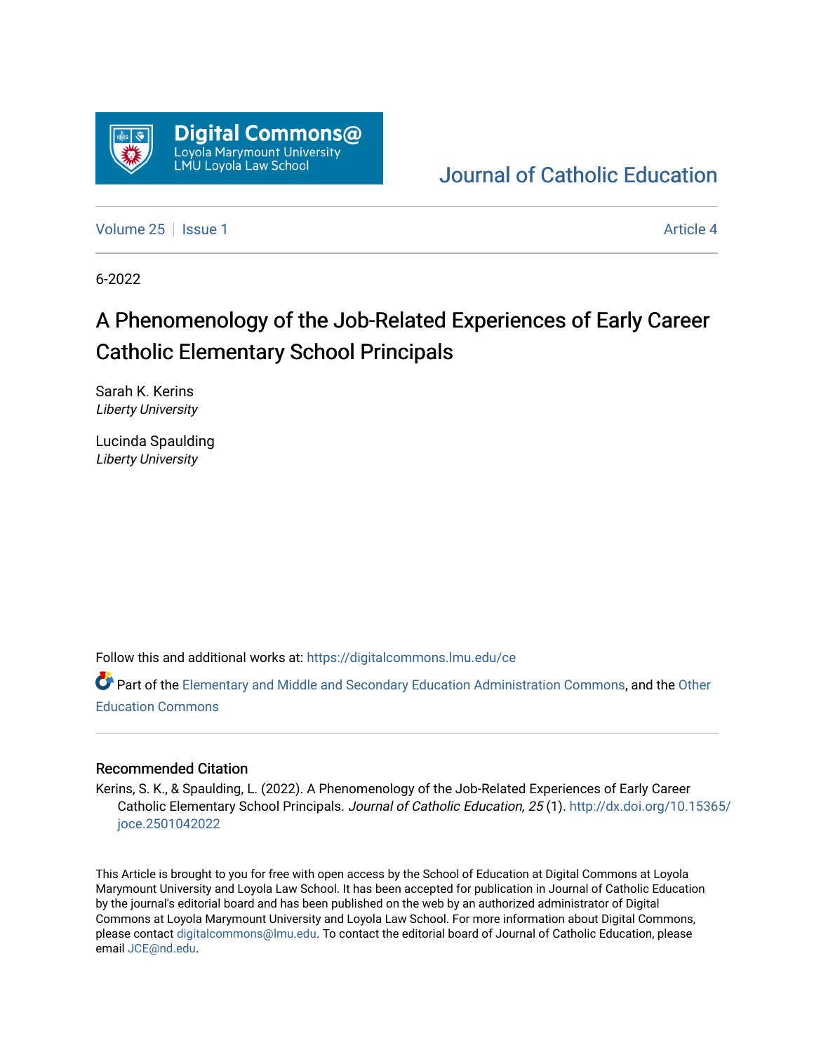Digital Commons@
Loyola Marymount University
LMU Loyola Law School

Journal of Catholic Education

Volume 25 | Issue 1 | Article 4

6-2022

# A Phenomenology of the Job-Related Experiences of Early Career Catholic Elementary School Principals

Sarah K. Kerins
*Liberty University*

Lucinda Spaulding
*Liberty University*

Follow this and additional works at: https://digitalcommons.lmu.edu/ce

Part of the Elementary and Middle and Secondary Education Administration Commons, and the Other Education Commons

## Recommended Citation

Kerins, S. K., & Spaulding, L. (2022). A Phenomenology of the Job-Related Experiences of Early Career Catholic Elementary School Principals. *Journal of Catholic Education, 25* (1). http://dx.doi.org/10.15365/joce.2501042022

This Article is brought to you for free with open access by the School of Education at Digital Commons at Loyola Marymount University and Loyola Law School. It has been accepted for publication in Journal of Catholic Education by the journal's editorial board and has been published on the web by an authorized administrator of Digital Commons at Loyola Marymount University and Loyola Law School. For more information about Digital Commons, please contact digitalcommons@lmu.edu. To contact the editorial board of Journal of Catholic Education, please email JCE@nd.edu.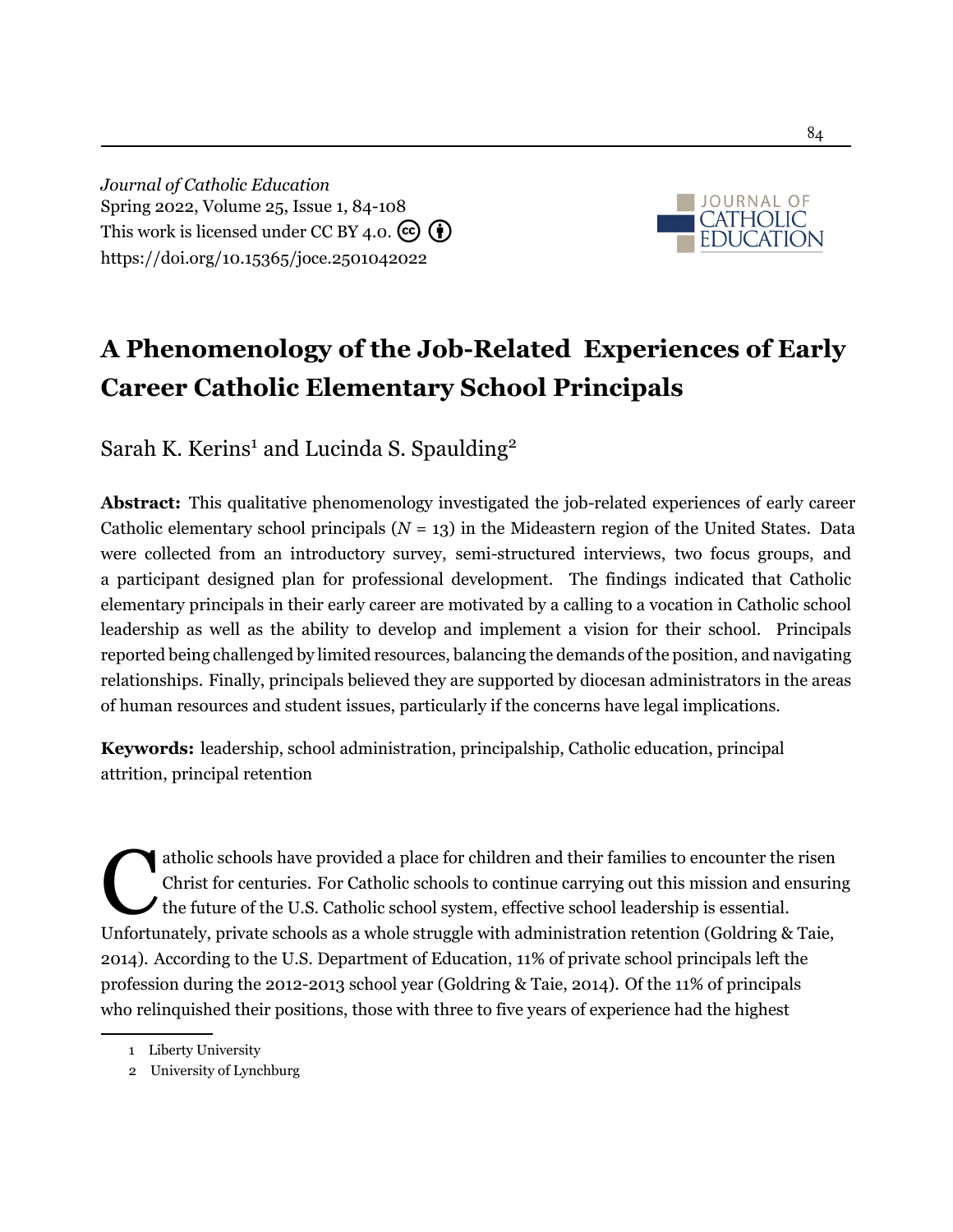*Journal of Catholic Education*
Spring 2022, Volume 25, Issue 1, 84-108
This work is licensed under CC BY 4.0.
https://doi.org/10.15365/joce.2501042022

# A Phenomenology of the Job-Related Experiences of Early Career Catholic Elementary School Principals

Sarah K. Kerins[1] and Lucinda S. Spaulding[2]

**Abstract:** This qualitative phenomenology investigated the job-related experiences of early career Catholic elementary school principals (*N* = 13) in the Mideastern region of the United States. Data were collected from an introductory survey, semi-structured interviews, two focus groups, and a participant designed plan for professional development. The findings indicated that Catholic elementary principals in their early career are motivated by a calling to a vocation in Catholic school leadership as well as the ability to develop and implement a vision for their school. Principals reported being challenged by limited resources, balancing the demands of the position, and navigating relationships. Finally, principals believed they are supported by diocesan administrators in the areas of human resources and student issues, particularly if the concerns have legal implications.

**Keywords:** leadership, school administration, principalship, Catholic education, principal attrition, principal retention

Catholic schools have provided a place for children and their families to encounter the risen Christ for centuries. For Catholic schools to continue carrying out this mission and ensuring the future of the U.S. Catholic school system, effective school leadership is essential. Unfortunately, private schools as a whole struggle with administration retention (Goldring & Taie, 2014). According to the U.S. Department of Education, 11% of private school principals left the profession during the 2012-2013 school year (Goldring & Taie, 2014). Of the 11% of principals who relinquished their positions, those with three to five years of experience had the highest

---

[1] Liberty University

[2] University of Lynchburg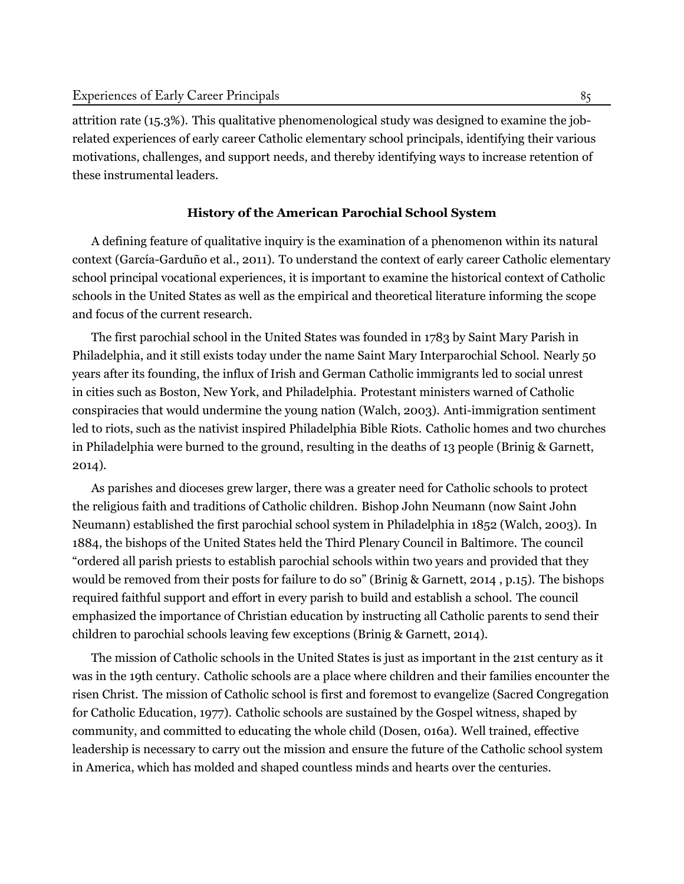attrition rate (15.3%). This qualitative phenomenological study was designed to examine the job-related experiences of early career Catholic elementary school principals, identifying their various motivations, challenges, and support needs, and thereby identifying ways to increase retention of these instrumental leaders.

## History of the American Parochial School System

A defining feature of qualitative inquiry is the examination of a phenomenon within its natural context (García-Garduño et al., 2011). To understand the context of early career Catholic elementary school principal vocational experiences, it is important to examine the historical context of Catholic schools in the United States as well as the empirical and theoretical literature informing the scope and focus of the current research.

The first parochial school in the United States was founded in 1783 by Saint Mary Parish in Philadelphia, and it still exists today under the name Saint Mary Interparochial School. Nearly 50 years after its founding, the influx of Irish and German Catholic immigrants led to social unrest in cities such as Boston, New York, and Philadelphia. Protestant ministers warned of Catholic conspiracies that would undermine the young nation (Walch, 2003). Anti-immigration sentiment led to riots, such as the nativist inspired Philadelphia Bible Riots. Catholic homes and two churches in Philadelphia were burned to the ground, resulting in the deaths of 13 people (Brinig & Garnett, 2014).

As parishes and dioceses grew larger, there was a greater need for Catholic schools to protect the religious faith and traditions of Catholic children. Bishop John Neumann (now Saint John Neumann) established the first parochial school system in Philadelphia in 1852 (Walch, 2003). In 1884, the bishops of the United States held the Third Plenary Council in Baltimore. The council "ordered all parish priests to establish parochial schools within two years and provided that they would be removed from their posts for failure to do so" (Brinig & Garnett, 2014 , p.15). The bishops required faithful support and effort in every parish to build and establish a school. The council emphasized the importance of Christian education by instructing all Catholic parents to send their children to parochial schools leaving few exceptions (Brinig & Garnett, 2014).

The mission of Catholic schools in the United States is just as important in the 21st century as it was in the 19th century. Catholic schools are a place where children and their families encounter the risen Christ. The mission of Catholic school is first and foremost to evangelize (Sacred Congregation for Catholic Education, 1977). Catholic schools are sustained by the Gospel witness, shaped by community, and committed to educating the whole child (Dosen, 016a). Well trained, effective leadership is necessary to carry out the mission and ensure the future of the Catholic school system in America, which has molded and shaped countless minds and hearts over the centuries.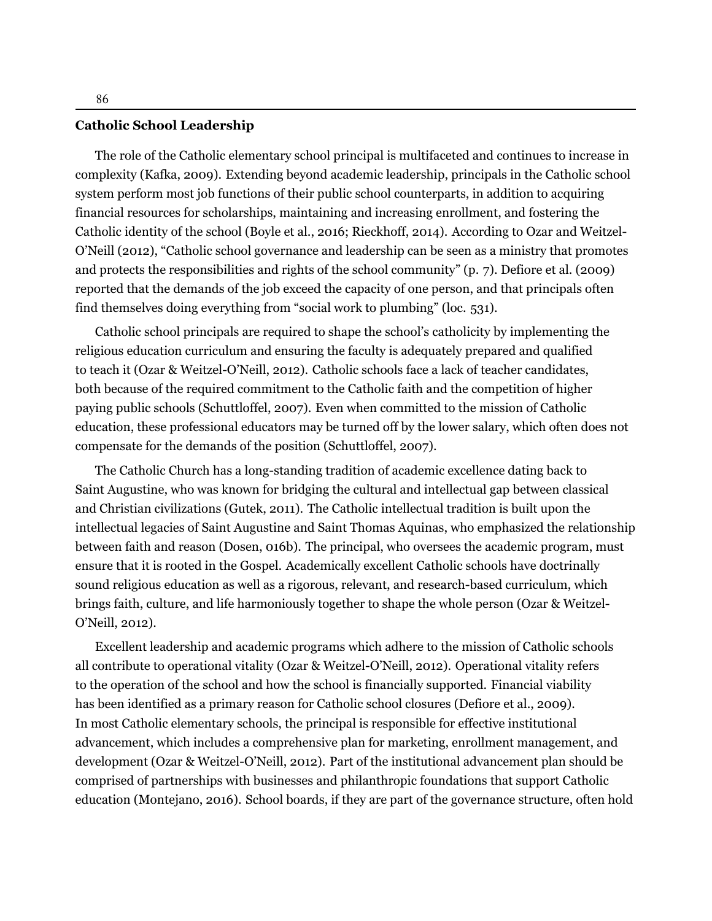## Catholic School Leadership

The role of the Catholic elementary school principal is multifaceted and continues to increase in complexity (Kafka, 2009). Extending beyond academic leadership, principals in the Catholic school system perform most job functions of their public school counterparts, in addition to acquiring financial resources for scholarships, maintaining and increasing enrollment, and fostering the Catholic identity of the school (Boyle et al., 2016; Rieckhoff, 2014). According to Ozar and Weitzel-O'Neill (2012), "Catholic school governance and leadership can be seen as a ministry that promotes and protects the responsibilities and rights of the school community" (p. 7). Defiore et al. (2009) reported that the demands of the job exceed the capacity of one person, and that principals often find themselves doing everything from "social work to plumbing" (loc. 531).

Catholic school principals are required to shape the school's catholicity by implementing the religious education curriculum and ensuring the faculty is adequately prepared and qualified to teach it (Ozar & Weitzel-O'Neill, 2012). Catholic schools face a lack of teacher candidates, both because of the required commitment to the Catholic faith and the competition of higher paying public schools (Schuttloffel, 2007). Even when committed to the mission of Catholic education, these professional educators may be turned off by the lower salary, which often does not compensate for the demands of the position (Schuttloffel, 2007).

The Catholic Church has a long-standing tradition of academic excellence dating back to Saint Augustine, who was known for bridging the cultural and intellectual gap between classical and Christian civilizations (Gutek, 2011). The Catholic intellectual tradition is built upon the intellectual legacies of Saint Augustine and Saint Thomas Aquinas, who emphasized the relationship between faith and reason (Dosen, 016b). The principal, who oversees the academic program, must ensure that it is rooted in the Gospel. Academically excellent Catholic schools have doctrinally sound religious education as well as a rigorous, relevant, and research-based curriculum, which brings faith, culture, and life harmoniously together to shape the whole person (Ozar & Weitzel-O'Neill, 2012).

Excellent leadership and academic programs which adhere to the mission of Catholic schools all contribute to operational vitality (Ozar & Weitzel-O'Neill, 2012). Operational vitality refers to the operation of the school and how the school is financially supported. Financial viability has been identified as a primary reason for Catholic school closures (Defiore et al., 2009). In most Catholic elementary schools, the principal is responsible for effective institutional advancement, which includes a comprehensive plan for marketing, enrollment management, and development (Ozar & Weitzel-O'Neill, 2012). Part of the institutional advancement plan should be comprised of partnerships with businesses and philanthropic foundations that support Catholic education (Montejano, 2016). School boards, if they are part of the governance structure, often hold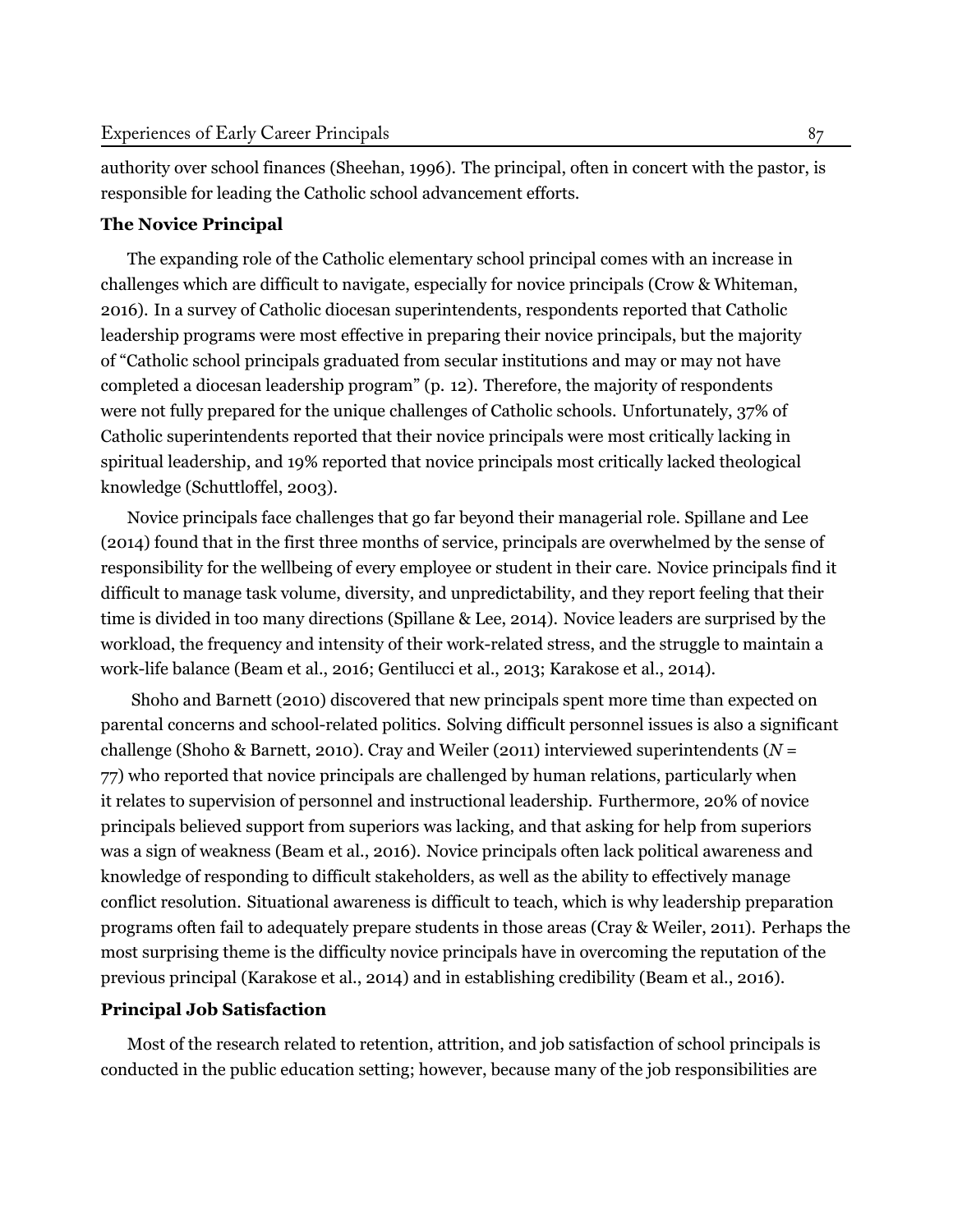authority over school finances (Sheehan, 1996). The principal, often in concert with the pastor, is responsible for leading the Catholic school advancement efforts.

## The Novice Principal

The expanding role of the Catholic elementary school principal comes with an increase in challenges which are difficult to navigate, especially for novice principals (Crow & Whiteman, 2016). In a survey of Catholic diocesan superintendents, respondents reported that Catholic leadership programs were most effective in preparing their novice principals, but the majority of "Catholic school principals graduated from secular institutions and may or may not have completed a diocesan leadership program" (p. 12). Therefore, the majority of respondents were not fully prepared for the unique challenges of Catholic schools. Unfortunately, 37% of Catholic superintendents reported that their novice principals were most critically lacking in spiritual leadership, and 19% reported that novice principals most critically lacked theological knowledge (Schuttloffel, 2003).

Novice principals face challenges that go far beyond their managerial role. Spillane and Lee (2014) found that in the first three months of service, principals are overwhelmed by the sense of responsibility for the wellbeing of every employee or student in their care. Novice principals find it difficult to manage task volume, diversity, and unpredictability, and they report feeling that their time is divided in too many directions (Spillane & Lee, 2014). Novice leaders are surprised by the workload, the frequency and intensity of their work-related stress, and the struggle to maintain a work-life balance (Beam et al., 2016; Gentilucci et al., 2013; Karakose et al., 2014).

Shoho and Barnett (2010) discovered that new principals spent more time than expected on parental concerns and school-related politics. Solving difficult personnel issues is also a significant challenge (Shoho & Barnett, 2010). Cray and Weiler (2011) interviewed superintendents ($N$ = 77) who reported that novice principals are challenged by human relations, particularly when it relates to supervision of personnel and instructional leadership. Furthermore, 20% of novice principals believed support from superiors was lacking, and that asking for help from superiors was a sign of weakness (Beam et al., 2016). Novice principals often lack political awareness and knowledge of responding to difficult stakeholders, as well as the ability to effectively manage conflict resolution. Situational awareness is difficult to teach, which is why leadership preparation programs often fail to adequately prepare students in those areas (Cray & Weiler, 2011). Perhaps the most surprising theme is the difficulty novice principals have in overcoming the reputation of the previous principal (Karakose et al., 2014) and in establishing credibility (Beam et al., 2016).

## Principal Job Satisfaction

Most of the research related to retention, attrition, and job satisfaction of school principals is conducted in the public education setting; however, because many of the job responsibilities are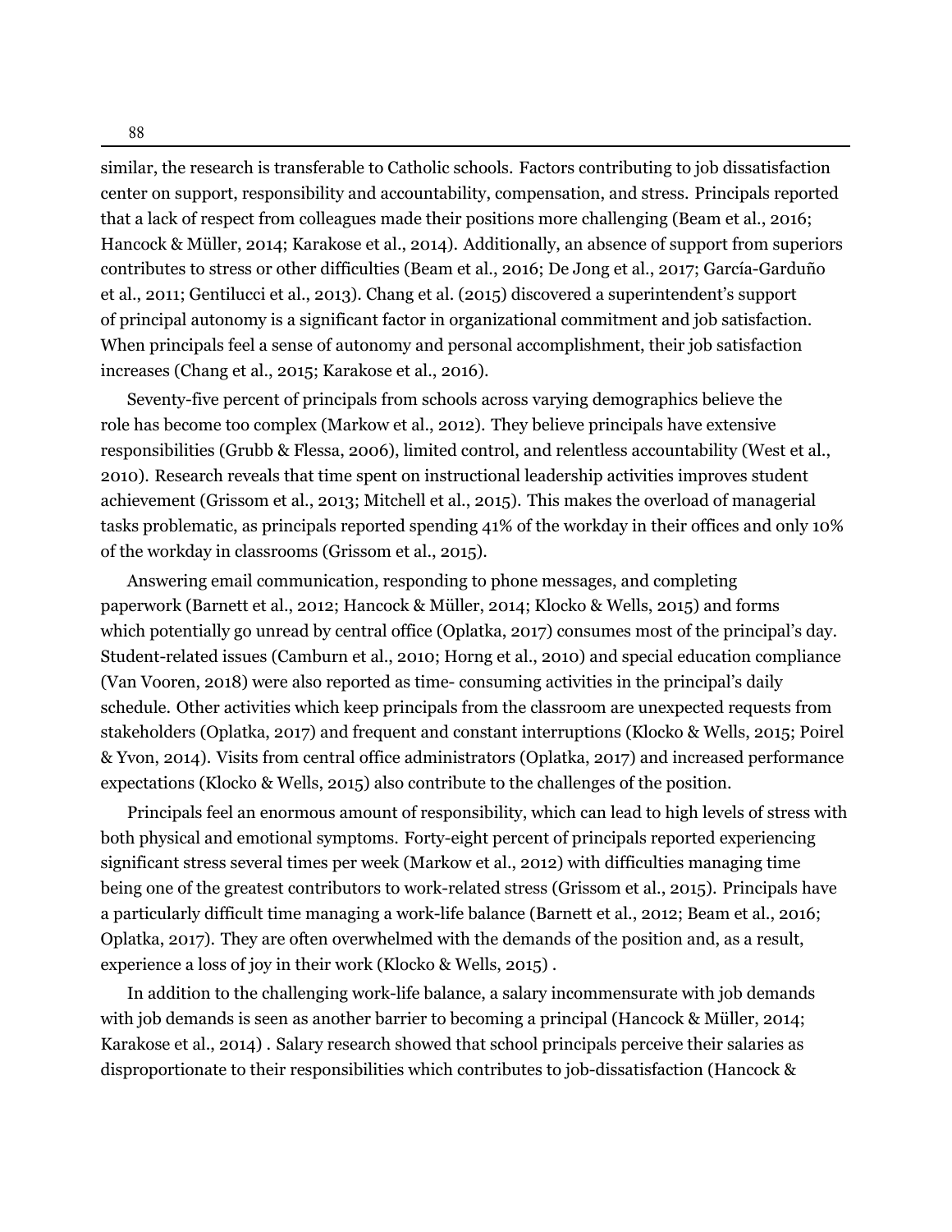similar, the research is transferable to Catholic schools. Factors contributing to job dissatisfaction center on support, responsibility and accountability, compensation, and stress. Principals reported that a lack of respect from colleagues made their positions more challenging (Beam et al., 2016; Hancock & Müller, 2014; Karakose et al., 2014). Additionally, an absence of support from superiors contributes to stress or other difficulties (Beam et al., 2016; De Jong et al., 2017; García-Garduño et al., 2011; Gentilucci et al., 2013). Chang et al. (2015) discovered a superintendent's support of principal autonomy is a significant factor in organizational commitment and job satisfaction. When principals feel a sense of autonomy and personal accomplishment, their job satisfaction increases (Chang et al., 2015; Karakose et al., 2016).

Seventy-five percent of principals from schools across varying demographics believe the role has become too complex (Markow et al., 2012). They believe principals have extensive responsibilities (Grubb & Flessa, 2006), limited control, and relentless accountability (West et al., 2010). Research reveals that time spent on instructional leadership activities improves student achievement (Grissom et al., 2013; Mitchell et al., 2015). This makes the overload of managerial tasks problematic, as principals reported spending 41% of the workday in their offices and only 10% of the workday in classrooms (Grissom et al., 2015).

Answering email communication, responding to phone messages, and completing paperwork (Barnett et al., 2012; Hancock & Müller, 2014; Klocko & Wells, 2015) and forms which potentially go unread by central office (Oplatka, 2017) consumes most of the principal's day. Student-related issues (Camburn et al., 2010; Horng et al., 2010) and special education compliance (Van Vooren, 2018) were also reported as time- consuming activities in the principal's daily schedule. Other activities which keep principals from the classroom are unexpected requests from stakeholders (Oplatka, 2017) and frequent and constant interruptions (Klocko & Wells, 2015; Poirel & Yvon, 2014). Visits from central office administrators (Oplatka, 2017) and increased performance expectations (Klocko & Wells, 2015) also contribute to the challenges of the position.

Principals feel an enormous amount of responsibility, which can lead to high levels of stress with both physical and emotional symptoms. Forty-eight percent of principals reported experiencing significant stress several times per week (Markow et al., 2012) with difficulties managing time being one of the greatest contributors to work-related stress (Grissom et al., 2015). Principals have a particularly difficult time managing a work-life balance (Barnett et al., 2012; Beam et al., 2016; Oplatka, 2017). They are often overwhelmed with the demands of the position and, as a result, experience a loss of joy in their work (Klocko & Wells, 2015) .

In addition to the challenging work-life balance, a salary incommensurate with job demands with job demands is seen as another barrier to becoming a principal (Hancock & Müller, 2014; Karakose et al., 2014) . Salary research showed that school principals perceive their salaries as disproportionate to their responsibilities which contributes to job-dissatisfaction (Hancock &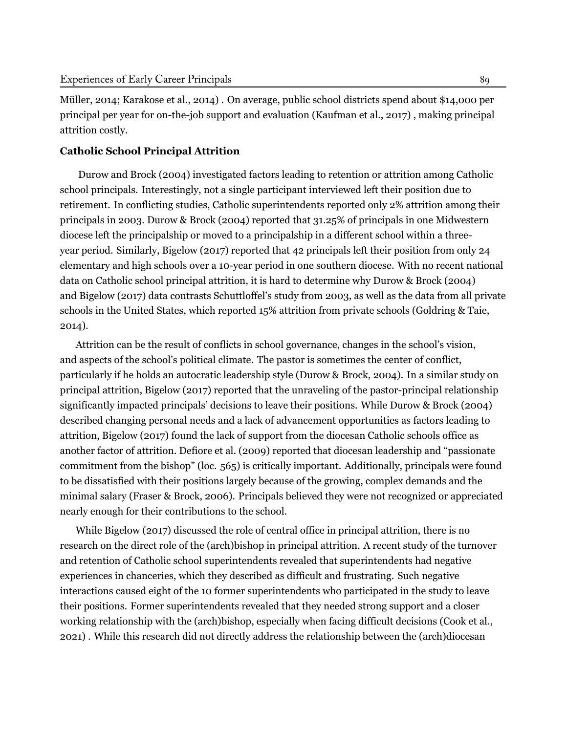Müller, 2014; Karakose et al., 2014) . On average, public school districts spend about $14,000 per principal per year for on-the-job support and evaluation (Kaufman et al., 2017) , making principal attrition costly.

**Catholic School Principal Attrition**

Durow and Brock (2004) investigated factors leading to retention or attrition among Catholic school principals. Interestingly, not a single participant interviewed left their position due to retirement. In conflicting studies, Catholic superintendents reported only 2% attrition among their principals in 2003. Durow & Brock (2004) reported that 31.25% of principals in one Midwestern diocese left the principalship or moved to a principalship in a different school within a three-year period. Similarly, Bigelow (2017) reported that 42 principals left their position from only 24 elementary and high schools over a 10-year period in one southern diocese. With no recent national data on Catholic school principal attrition, it is hard to determine why Durow & Brock (2004) and Bigelow (2017) data contrasts Schuttloffel's study from 2003, as well as the data from all private schools in the United States, which reported 15% attrition from private schools (Goldring & Taie, 2014).

Attrition can be the result of conflicts in school governance, changes in the school's vision, and aspects of the school's political climate. The pastor is sometimes the center of conflict, particularly if he holds an autocratic leadership style (Durow & Brock, 2004). In a similar study on principal attrition, Bigelow (2017) reported that the unraveling of the pastor-principal relationship significantly impacted principals' decisions to leave their positions. While Durow & Brock (2004) described changing personal needs and a lack of advancement opportunities as factors leading to attrition, Bigelow (2017) found the lack of support from the diocesan Catholic schools office as another factor of attrition. Defiore et al. (2009) reported that diocesan leadership and "passionate commitment from the bishop" (loc. 565) is critically important. Additionally, principals were found to be dissatisfied with their positions largely because of the growing, complex demands and the minimal salary (Fraser & Brock, 2006). Principals believed they were not recognized or appreciated nearly enough for their contributions to the school.

While Bigelow (2017) discussed the role of central office in principal attrition, there is no research on the direct role of the (arch)bishop in principal attrition. A recent study of the turnover and retention of Catholic school superintendents revealed that superintendents had negative experiences in chanceries, which they described as difficult and frustrating. Such negative interactions caused eight of the 10 former superintendents who participated in the study to leave their positions. Former superintendents revealed that they needed strong support and a closer working relationship with the (arch)bishop, especially when facing difficult decisions (Cook et al., 2021) . While this research did not directly address the relationship between the (arch)diocesan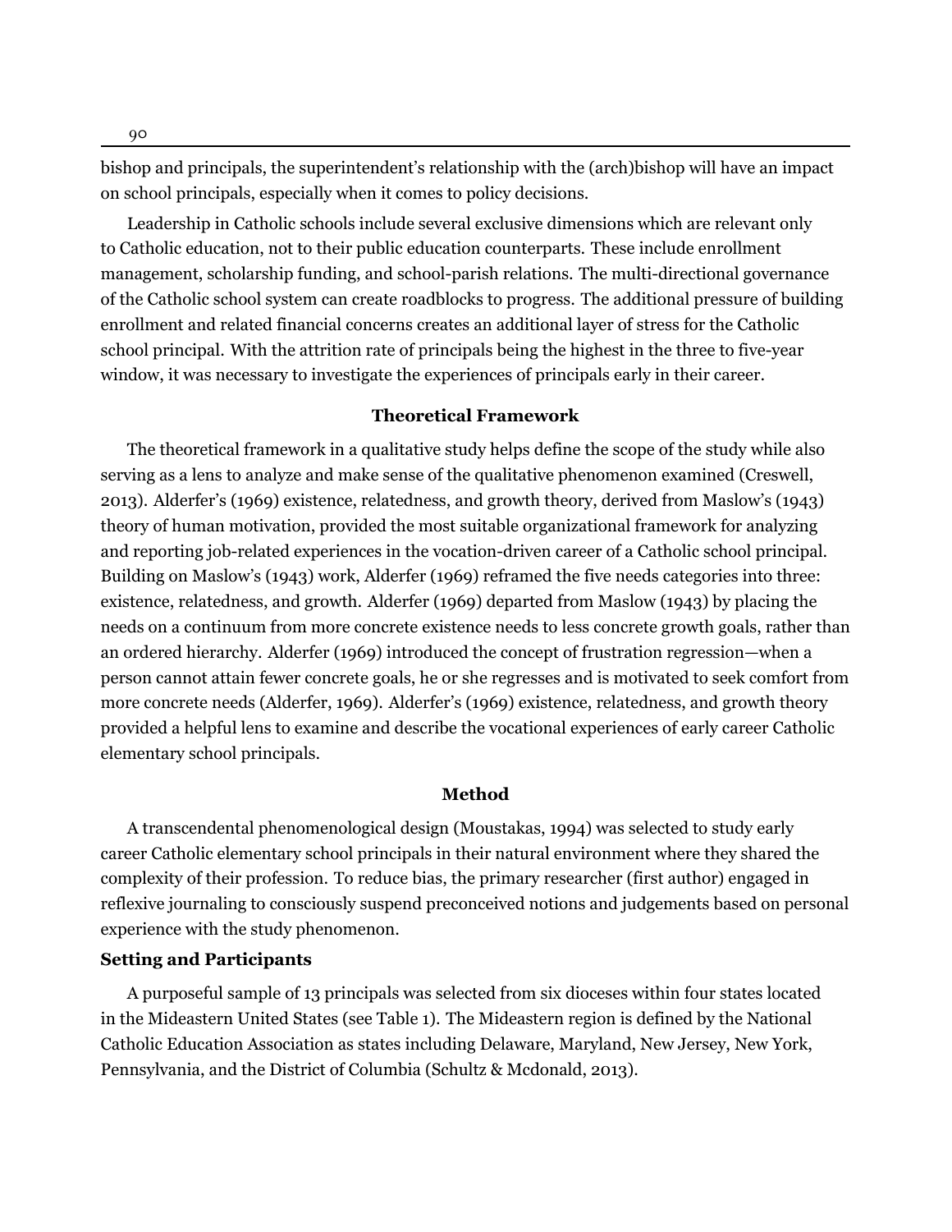bishop and principals, the superintendent's relationship with the (arch)bishop will have an impact on school principals, especially when it comes to policy decisions.

Leadership in Catholic schools include several exclusive dimensions which are relevant only to Catholic education, not to their public education counterparts. These include enrollment management, scholarship funding, and school-parish relations. The multi-directional governance of the Catholic school system can create roadblocks to progress. The additional pressure of building enrollment and related financial concerns creates an additional layer of stress for the Catholic school principal. With the attrition rate of principals being the highest in the three to five-year window, it was necessary to investigate the experiences of principals early in their career.

## Theoretical Framework

The theoretical framework in a qualitative study helps define the scope of the study while also serving as a lens to analyze and make sense of the qualitative phenomenon examined (Creswell, 2013). Alderfer's (1969) existence, relatedness, and growth theory, derived from Maslow's (1943) theory of human motivation, provided the most suitable organizational framework for analyzing and reporting job-related experiences in the vocation-driven career of a Catholic school principal. Building on Maslow's (1943) work, Alderfer (1969) reframed the five needs categories into three: existence, relatedness, and growth. Alderfer (1969) departed from Maslow (1943) by placing the needs on a continuum from more concrete existence needs to less concrete growth goals, rather than an ordered hierarchy. Alderfer (1969) introduced the concept of frustration regression—when a person cannot attain fewer concrete goals, he or she regresses and is motivated to seek comfort from more concrete needs (Alderfer, 1969). Alderfer's (1969) existence, relatedness, and growth theory provided a helpful lens to examine and describe the vocational experiences of early career Catholic elementary school principals.

## Method

A transcendental phenomenological design (Moustakas, 1994) was selected to study early career Catholic elementary school principals in their natural environment where they shared the complexity of their profession. To reduce bias, the primary researcher (first author) engaged in reflexive journaling to consciously suspend preconceived notions and judgements based on personal experience with the study phenomenon.

### Setting and Participants

A purposeful sample of 13 principals was selected from six dioceses within four states located in the Mideastern United States (see Table 1). The Mideastern region is defined by the National Catholic Education Association as states including Delaware, Maryland, New Jersey, New York, Pennsylvania, and the District of Columbia (Schultz & Mcdonald, 2013).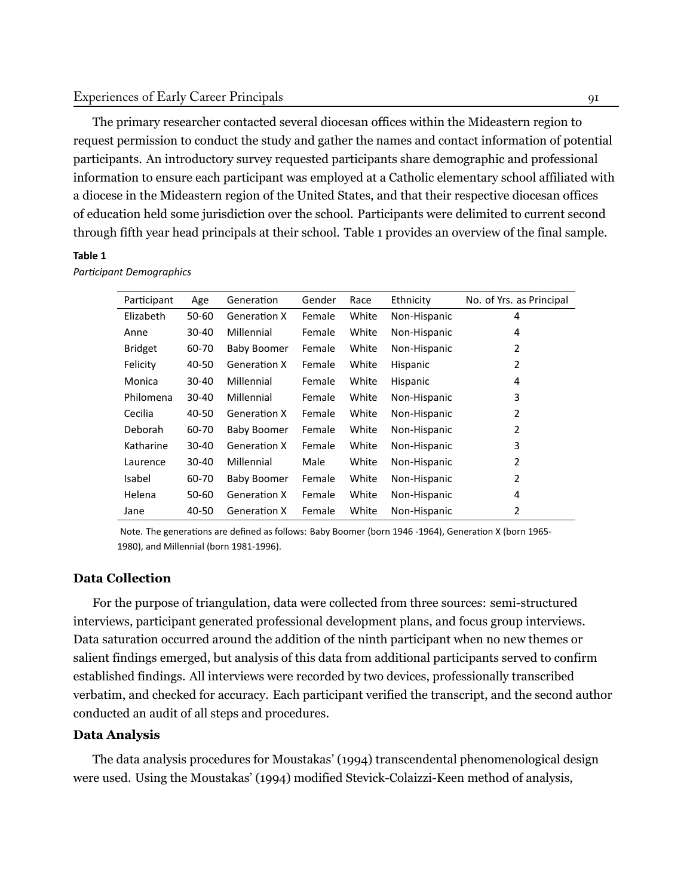The primary researcher contacted several diocesan offices within the Mideastern region to request permission to conduct the study and gather the names and contact information of potential participants. An introductory survey requested participants share demographic and professional information to ensure each participant was employed at a Catholic elementary school affiliated with a diocese in the Mideastern region of the United States, and that their respective diocesan offices of education held some jurisdiction over the school. Participants were delimited to current second through fifth year head principals at their school. Table 1 provides an overview of the final sample.

**Table 1**

*Participant Demographics*

| Participant | Age | Generation | Gender | Race | Ethnicity | No. of Yrs. as Principal |
|---|---|---|---|---|---|---|
| Elizabeth | 50-60 | Generation X | Female | White | Non-Hispanic | 4 |
| Anne | 30-40 | Millennial | Female | White | Non-Hispanic | 4 |
| Bridget | 60-70 | Baby Boomer | Female | White | Non-Hispanic | 2 |
| Felicity | 40-50 | Generation X | Female | White | Hispanic | 2 |
| Monica | 30-40 | Millennial | Female | White | Hispanic | 4 |
| Philomena | 30-40 | Millennial | Female | White | Non-Hispanic | 3 |
| Cecilia | 40-50 | Generation X | Female | White | Non-Hispanic | 2 |
| Deborah | 60-70 | Baby Boomer | Female | White | Non-Hispanic | 2 |
| Katharine | 30-40 | Generation X | Female | White | Non-Hispanic | 3 |
| Laurence | 30-40 | Millennial | Male | White | Non-Hispanic | 2 |
| Isabel | 60-70 | Baby Boomer | Female | White | Non-Hispanic | 2 |
| Helena | 50-60 | Generation X | Female | White | Non-Hispanic | 4 |
| Jane | 40-50 | Generation X | Female | White | Non-Hispanic | 2 |

Note. The generations are defined as follows: Baby Boomer (born 1946 -1964), Generation X (born 1965-1980), and Millennial (born 1981-1996).

### Data Collection

For the purpose of triangulation, data were collected from three sources: semi-structured interviews, participant generated professional development plans, and focus group interviews. Data saturation occurred around the addition of the ninth participant when no new themes or salient findings emerged, but analysis of this data from additional participants served to confirm established findings. All interviews were recorded by two devices, professionally transcribed verbatim, and checked for accuracy. Each participant verified the transcript, and the second author conducted an audit of all steps and procedures.

### Data Analysis

The data analysis procedures for Moustakas' (1994) transcendental phenomenological design were used. Using the Moustakas' (1994) modified Stevick-Colaizzi-Keen method of analysis,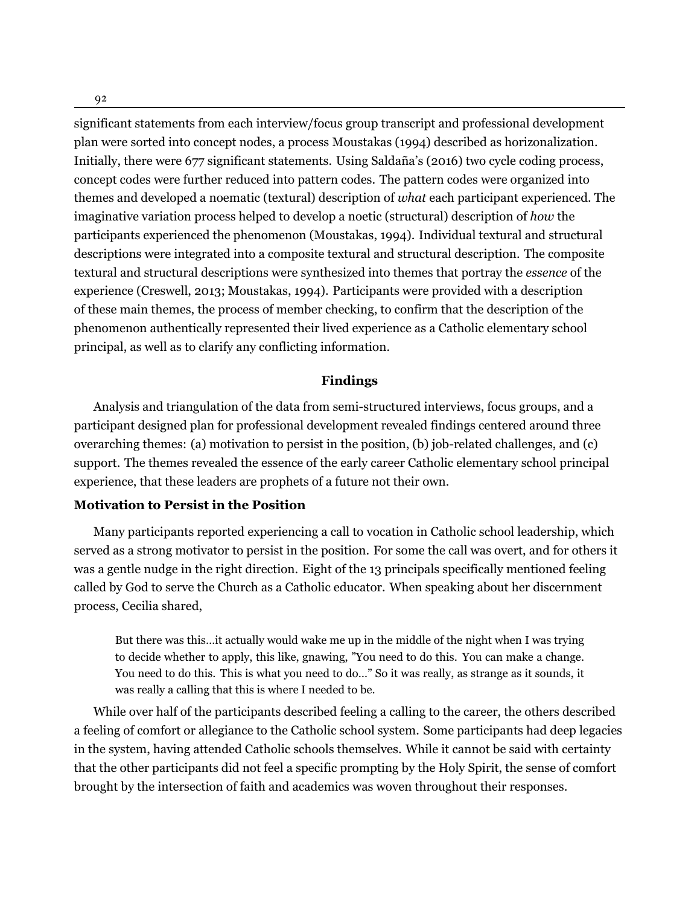significant statements from each interview/focus group transcript and professional development plan were sorted into concept nodes, a process Moustakas (1994) described as horizonalization. Initially, there were 677 significant statements. Using Saldaña's (2016) two cycle coding process, concept codes were further reduced into pattern codes. The pattern codes were organized into themes and developed a noematic (textural) description of *what* each participant experienced. The imaginative variation process helped to develop a noetic (structural) description of *how* the participants experienced the phenomenon (Moustakas, 1994). Individual textural and structural descriptions were integrated into a composite textural and structural description. The composite textural and structural descriptions were synthesized into themes that portray the *essence* of the experience (Creswell, 2013; Moustakas, 1994). Participants were provided with a description of these main themes, the process of member checking, to confirm that the description of the phenomenon authentically represented their lived experience as a Catholic elementary school principal, as well as to clarify any conflicting information.

## Findings

Analysis and triangulation of the data from semi-structured interviews, focus groups, and a participant designed plan for professional development revealed findings centered around three overarching themes: (a) motivation to persist in the position, (b) job-related challenges, and (c) support. The themes revealed the essence of the early career Catholic elementary school principal experience, that these leaders are prophets of a future not their own.

### Motivation to Persist in the Position

Many participants reported experiencing a call to vocation in Catholic school leadership, which served as a strong motivator to persist in the position. For some the call was overt, and for others it was a gentle nudge in the right direction. Eight of the 13 principals specifically mentioned feeling called by God to serve the Church as a Catholic educator. When speaking about her discernment process, Cecilia shared,

> But there was this...it actually would wake me up in the middle of the night when I was trying to decide whether to apply, this like, gnawing, "You need to do this. You can make a change. You need to do this. This is what you need to do..." So it was really, as strange as it sounds, it was really a calling that this is where I needed to be.

While over half of the participants described feeling a calling to the career, the others described a feeling of comfort or allegiance to the Catholic school system. Some participants had deep legacies in the system, having attended Catholic schools themselves. While it cannot be said with certainty that the other participants did not feel a specific prompting by the Holy Spirit, the sense of comfort brought by the intersection of faith and academics was woven throughout their responses.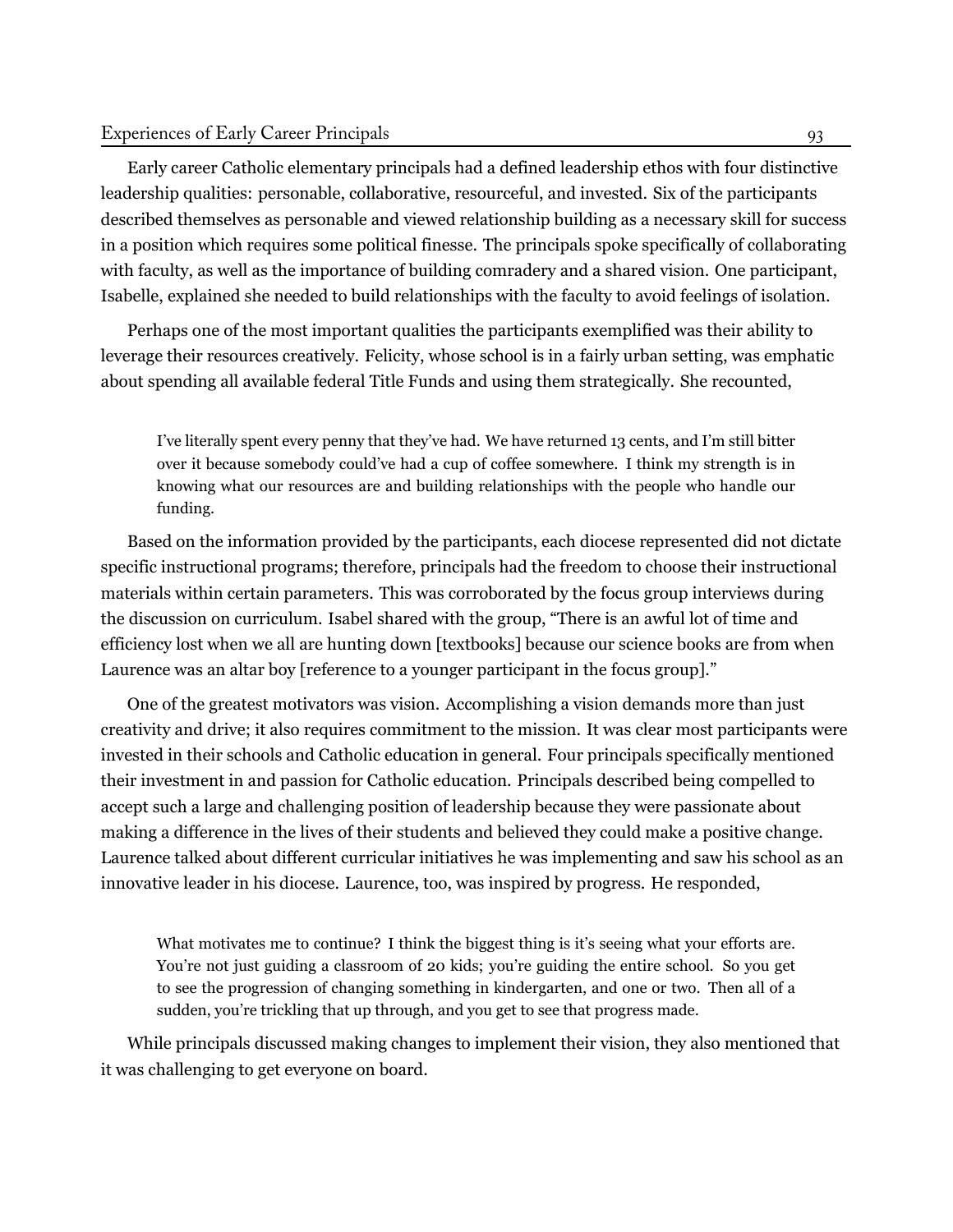Early career Catholic elementary principals had a defined leadership ethos with four distinctive leadership qualities: personable, collaborative, resourceful, and invested. Six of the participants described themselves as personable and viewed relationship building as a necessary skill for success in a position which requires some political finesse. The principals spoke specifically of collaborating with faculty, as well as the importance of building comradery and a shared vision. One participant, Isabelle, explained she needed to build relationships with the faculty to avoid feelings of isolation.

Perhaps one of the most important qualities the participants exemplified was their ability to leverage their resources creatively. Felicity, whose school is in a fairly urban setting, was emphatic about spending all available federal Title Funds and using them strategically. She recounted,

> I've literally spent every penny that they've had. We have returned 13 cents, and I'm still bitter over it because somebody could've had a cup of coffee somewhere. I think my strength is in knowing what our resources are and building relationships with the people who handle our funding.

Based on the information provided by the participants, each diocese represented did not dictate specific instructional programs; therefore, principals had the freedom to choose their instructional materials within certain parameters. This was corroborated by the focus group interviews during the discussion on curriculum. Isabel shared with the group, "There is an awful lot of time and efficiency lost when we all are hunting down [textbooks] because our science books are from when Laurence was an altar boy [reference to a younger participant in the focus group]."

One of the greatest motivators was vision. Accomplishing a vision demands more than just creativity and drive; it also requires commitment to the mission. It was clear most participants were invested in their schools and Catholic education in general. Four principals specifically mentioned their investment in and passion for Catholic education. Principals described being compelled to accept such a large and challenging position of leadership because they were passionate about making a difference in the lives of their students and believed they could make a positive change. Laurence talked about different curricular initiatives he was implementing and saw his school as an innovative leader in his diocese. Laurence, too, was inspired by progress. He responded,

> What motivates me to continue? I think the biggest thing is it's seeing what your efforts are. You're not just guiding a classroom of 20 kids; you're guiding the entire school. So you get to see the progression of changing something in kindergarten, and one or two. Then all of a sudden, you're trickling that up through, and you get to see that progress made.

While principals discussed making changes to implement their vision, they also mentioned that it was challenging to get everyone on board.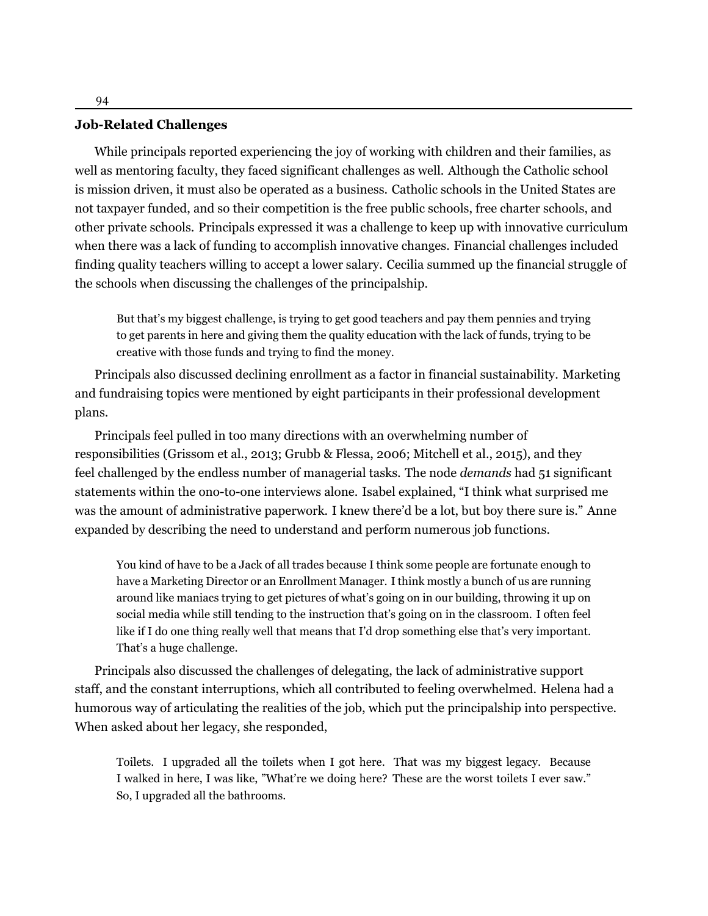### Job-Related Challenges

While principals reported experiencing the joy of working with children and their families, as well as mentoring faculty, they faced significant challenges as well. Although the Catholic school is mission driven, it must also be operated as a business. Catholic schools in the United States are not taxpayer funded, and so their competition is the free public schools, free charter schools, and other private schools. Principals expressed it was a challenge to keep up with innovative curriculum when there was a lack of funding to accomplish innovative changes. Financial challenges included finding quality teachers willing to accept a lower salary. Cecilia summed up the financial struggle of the schools when discussing the challenges of the principalship.

> But that's my biggest challenge, is trying to get good teachers and pay them pennies and trying to get parents in here and giving them the quality education with the lack of funds, trying to be creative with those funds and trying to find the money.

Principals also discussed declining enrollment as a factor in financial sustainability. Marketing and fundraising topics were mentioned by eight participants in their professional development plans.

Principals feel pulled in too many directions with an overwhelming number of responsibilities (Grissom et al., 2013; Grubb & Flessa, 2006; Mitchell et al., 2015), and they feel challenged by the endless number of managerial tasks. The node *demands* had 51 significant statements within the ono-to-one interviews alone. Isabel explained, "I think what surprised me was the amount of administrative paperwork. I knew there'd be a lot, but boy there sure is." Anne expanded by describing the need to understand and perform numerous job functions.

> You kind of have to be a Jack of all trades because I think some people are fortunate enough to have a Marketing Director or an Enrollment Manager. I think mostly a bunch of us are running around like maniacs trying to get pictures of what's going on in our building, throwing it up on social media while still tending to the instruction that's going on in the classroom. I often feel like if I do one thing really well that means that I'd drop something else that's very important. That's a huge challenge.

Principals also discussed the challenges of delegating, the lack of administrative support staff, and the constant interruptions, which all contributed to feeling overwhelmed. Helena had a humorous way of articulating the realities of the job, which put the principalship into perspective. When asked about her legacy, she responded,

> Toilets. I upgraded all the toilets when I got here. That was my biggest legacy. Because I walked in here, I was like, "What're we doing here? These are the worst toilets I ever saw." So, I upgraded all the bathrooms.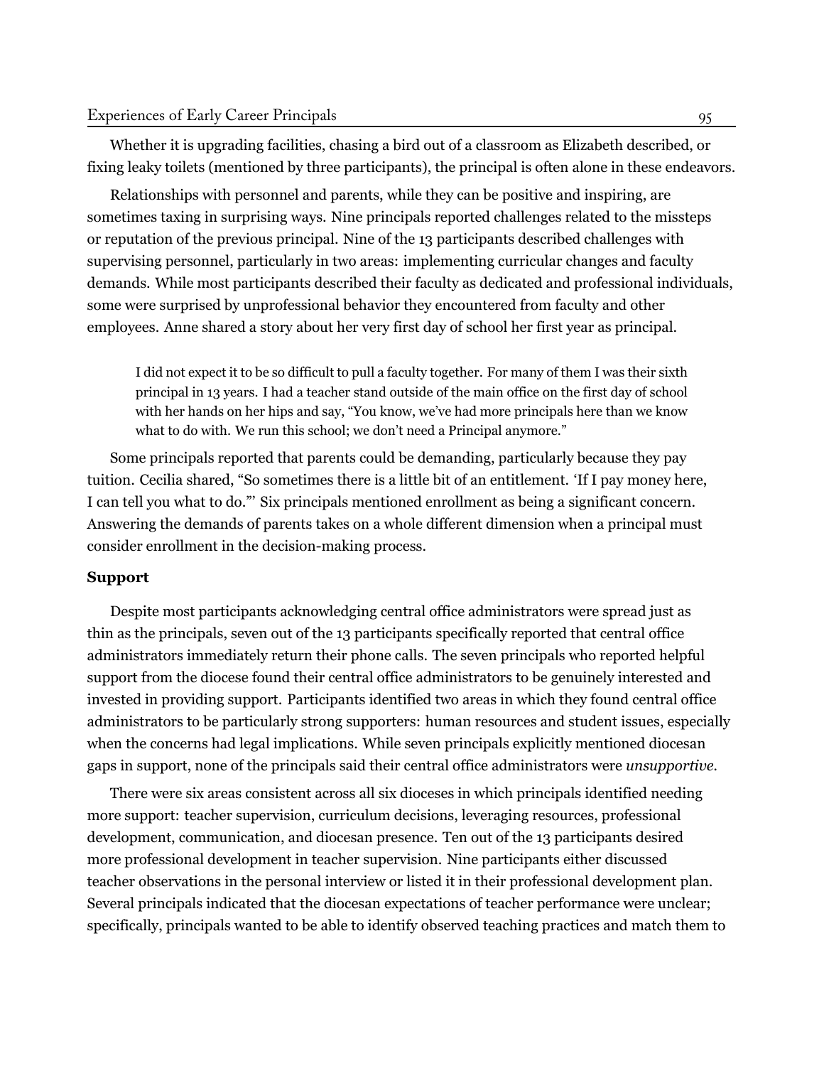Whether it is upgrading facilities, chasing a bird out of a classroom as Elizabeth described, or fixing leaky toilets (mentioned by three participants), the principal is often alone in these endeavors.

Relationships with personnel and parents, while they can be positive and inspiring, are sometimes taxing in surprising ways. Nine principals reported challenges related to the missteps or reputation of the previous principal. Nine of the 13 participants described challenges with supervising personnel, particularly in two areas: implementing curricular changes and faculty demands. While most participants described their faculty as dedicated and professional individuals, some were surprised by unprofessional behavior they encountered from faculty and other employees. Anne shared a story about her very first day of school her first year as principal.

> I did not expect it to be so difficult to pull a faculty together. For many of them I was their sixth principal in 13 years. I had a teacher stand outside of the main office on the first day of school with her hands on her hips and say, "You know, we've had more principals here than we know what to do with. We run this school; we don't need a Principal anymore."

Some principals reported that parents could be demanding, particularly because they pay tuition. Cecilia shared, "So sometimes there is a little bit of an entitlement. 'If I pay money here, I can tell you what to do.'" Six principals mentioned enrollment as being a significant concern. Answering the demands of parents takes on a whole different dimension when a principal must consider enrollment in the decision-making process.

**Support**

Despite most participants acknowledging central office administrators were spread just as thin as the principals, seven out of the 13 participants specifically reported that central office administrators immediately return their phone calls. The seven principals who reported helpful support from the diocese found their central office administrators to be genuinely interested and invested in providing support. Participants identified two areas in which they found central office administrators to be particularly strong supporters: human resources and student issues, especially when the concerns had legal implications. While seven principals explicitly mentioned diocesan gaps in support, none of the principals said their central office administrators were *unsupportive*.

There were six areas consistent across all six dioceses in which principals identified needing more support: teacher supervision, curriculum decisions, leveraging resources, professional development, communication, and diocesan presence. Ten out of the 13 participants desired more professional development in teacher supervision. Nine participants either discussed teacher observations in the personal interview or listed it in their professional development plan. Several principals indicated that the diocesan expectations of teacher performance were unclear; specifically, principals wanted to be able to identify observed teaching practices and match them to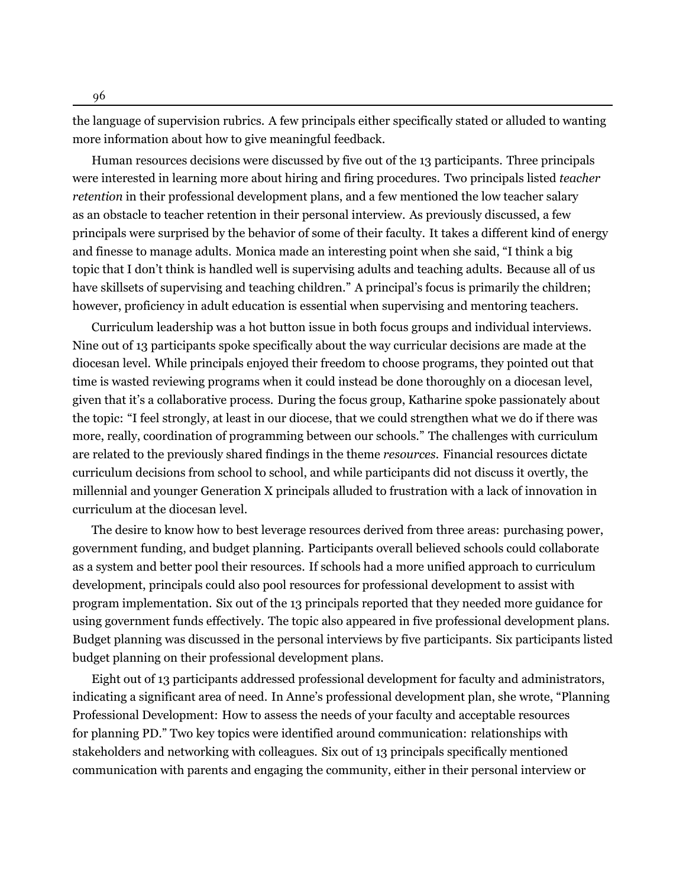the language of supervision rubrics. A few principals either specifically stated or alluded to wanting more information about how to give meaningful feedback.

Human resources decisions were discussed by five out of the 13 participants. Three principals were interested in learning more about hiring and firing procedures. Two principals listed *teacher retention* in their professional development plans, and a few mentioned the low teacher salary as an obstacle to teacher retention in their personal interview. As previously discussed, a few principals were surprised by the behavior of some of their faculty. It takes a different kind of energy and finesse to manage adults. Monica made an interesting point when she said, "I think a big topic that I don't think is handled well is supervising adults and teaching adults. Because all of us have skillsets of supervising and teaching children." A principal's focus is primarily the children; however, proficiency in adult education is essential when supervising and mentoring teachers.

Curriculum leadership was a hot button issue in both focus groups and individual interviews. Nine out of 13 participants spoke specifically about the way curricular decisions are made at the diocesan level. While principals enjoyed their freedom to choose programs, they pointed out that time is wasted reviewing programs when it could instead be done thoroughly on a diocesan level, given that it's a collaborative process. During the focus group, Katharine spoke passionately about the topic: "I feel strongly, at least in our diocese, that we could strengthen what we do if there was more, really, coordination of programming between our schools." The challenges with curriculum are related to the previously shared findings in the theme *resources*. Financial resources dictate curriculum decisions from school to school, and while participants did not discuss it overtly, the millennial and younger Generation X principals alluded to frustration with a lack of innovation in curriculum at the diocesan level.

The desire to know how to best leverage resources derived from three areas: purchasing power, government funding, and budget planning. Participants overall believed schools could collaborate as a system and better pool their resources. If schools had a more unified approach to curriculum development, principals could also pool resources for professional development to assist with program implementation. Six out of the 13 principals reported that they needed more guidance for using government funds effectively. The topic also appeared in five professional development plans. Budget planning was discussed in the personal interviews by five participants. Six participants listed budget planning on their professional development plans.

Eight out of 13 participants addressed professional development for faculty and administrators, indicating a significant area of need. In Anne's professional development plan, she wrote, "Planning Professional Development: How to assess the needs of your faculty and acceptable resources for planning PD." Two key topics were identified around communication: relationships with stakeholders and networking with colleagues. Six out of 13 principals specifically mentioned communication with parents and engaging the community, either in their personal interview or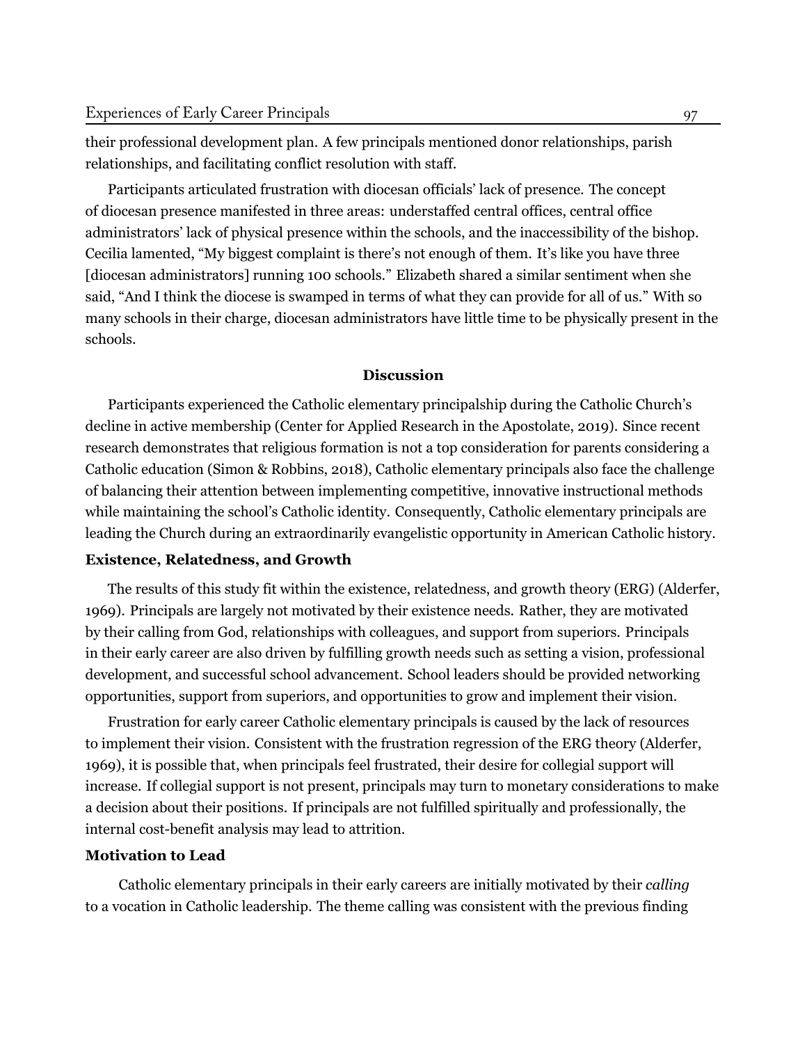their professional development plan. A few principals mentioned donor relationships, parish relationships, and facilitating conflict resolution with staff.

Participants articulated frustration with diocesan officials' lack of presence. The concept of diocesan presence manifested in three areas: understaffed central offices, central office administrators' lack of physical presence within the schools, and the inaccessibility of the bishop. Cecilia lamented, "My biggest complaint is there's not enough of them. It's like you have three [diocesan administrators] running 100 schools." Elizabeth shared a similar sentiment when she said, "And I think the diocese is swamped in terms of what they can provide for all of us." With so many schools in their charge, diocesan administrators have little time to be physically present in the schools.

## Discussion

Participants experienced the Catholic elementary principalship during the Catholic Church's decline in active membership (Center for Applied Research in the Apostolate, 2019). Since recent research demonstrates that religious formation is not a top consideration for parents considering a Catholic education (Simon & Robbins, 2018), Catholic elementary principals also face the challenge of balancing their attention between implementing competitive, innovative instructional methods while maintaining the school's Catholic identity. Consequently, Catholic elementary principals are leading the Church during an extraordinarily evangelistic opportunity in American Catholic history.

### Existence, Relatedness, and Growth

The results of this study fit within the existence, relatedness, and growth theory (ERG) (Alderfer, 1969). Principals are largely not motivated by their existence needs. Rather, they are motivated by their calling from God, relationships with colleagues, and support from superiors. Principals in their early career are also driven by fulfilling growth needs such as setting a vision, professional development, and successful school advancement. School leaders should be provided networking opportunities, support from superiors, and opportunities to grow and implement their vision.

Frustration for early career Catholic elementary principals is caused by the lack of resources to implement their vision. Consistent with the frustration regression of the ERG theory (Alderfer, 1969), it is possible that, when principals feel frustrated, their desire for collegial support will increase. If collegial support is not present, principals may turn to monetary considerations to make a decision about their positions. If principals are not fulfilled spiritually and professionally, the internal cost-benefit analysis may lead to attrition.

### Motivation to Lead

Catholic elementary principals in their early careers are initially motivated by their *calling* to a vocation in Catholic leadership. The theme calling was consistent with the previous finding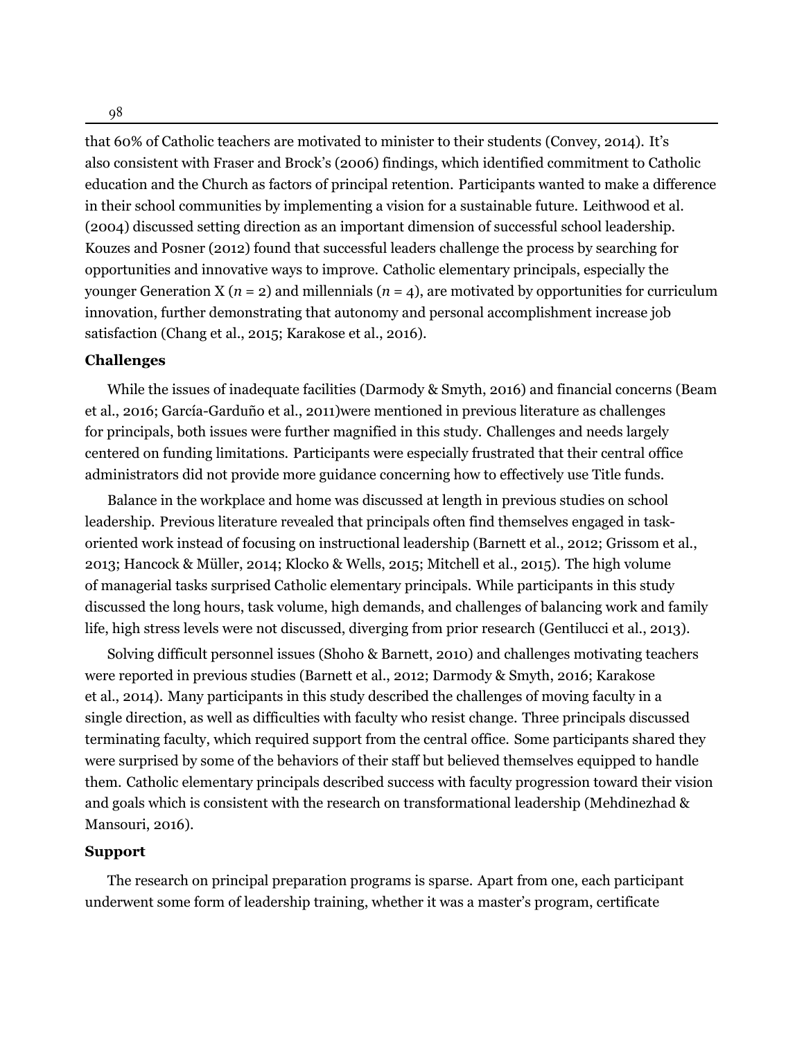that 60% of Catholic teachers are motivated to minister to their students (Convey, 2014). It's also consistent with Fraser and Brock's (2006) findings, which identified commitment to Catholic education and the Church as factors of principal retention. Participants wanted to make a difference in their school communities by implementing a vision for a sustainable future. Leithwood et al. (2004) discussed setting direction as an important dimension of successful school leadership. Kouzes and Posner (2012) found that successful leaders challenge the process by searching for opportunities and innovative ways to improve. Catholic elementary principals, especially the younger Generation X ($n$ = 2) and millennials ($n$ = 4), are motivated by opportunities for curriculum innovation, further demonstrating that autonomy and personal accomplishment increase job satisfaction (Chang et al., 2015; Karakose et al., 2016).

### Challenges

While the issues of inadequate facilities (Darmody & Smyth, 2016) and financial concerns (Beam et al., 2016; García-Garduño et al., 2011)were mentioned in previous literature as challenges for principals, both issues were further magnified in this study. Challenges and needs largely centered on funding limitations. Participants were especially frustrated that their central office administrators did not provide more guidance concerning how to effectively use Title funds.

Balance in the workplace and home was discussed at length in previous studies on school leadership. Previous literature revealed that principals often find themselves engaged in task-oriented work instead of focusing on instructional leadership (Barnett et al., 2012; Grissom et al., 2013; Hancock & Müller, 2014; Klocko & Wells, 2015; Mitchell et al., 2015). The high volume of managerial tasks surprised Catholic elementary principals. While participants in this study discussed the long hours, task volume, high demands, and challenges of balancing work and family life, high stress levels were not discussed, diverging from prior research (Gentilucci et al., 2013).

Solving difficult personnel issues (Shoho & Barnett, 2010) and challenges motivating teachers were reported in previous studies (Barnett et al., 2012; Darmody & Smyth, 2016; Karakose et al., 2014). Many participants in this study described the challenges of moving faculty in a single direction, as well as difficulties with faculty who resist change. Three principals discussed terminating faculty, which required support from the central office. Some participants shared they were surprised by some of the behaviors of their staff but believed themselves equipped to handle them. Catholic elementary principals described success with faculty progression toward their vision and goals which is consistent with the research on transformational leadership (Mehdinezhad & Mansouri, 2016).

### Support

The research on principal preparation programs is sparse. Apart from one, each participant underwent some form of leadership training, whether it was a master's program, certificate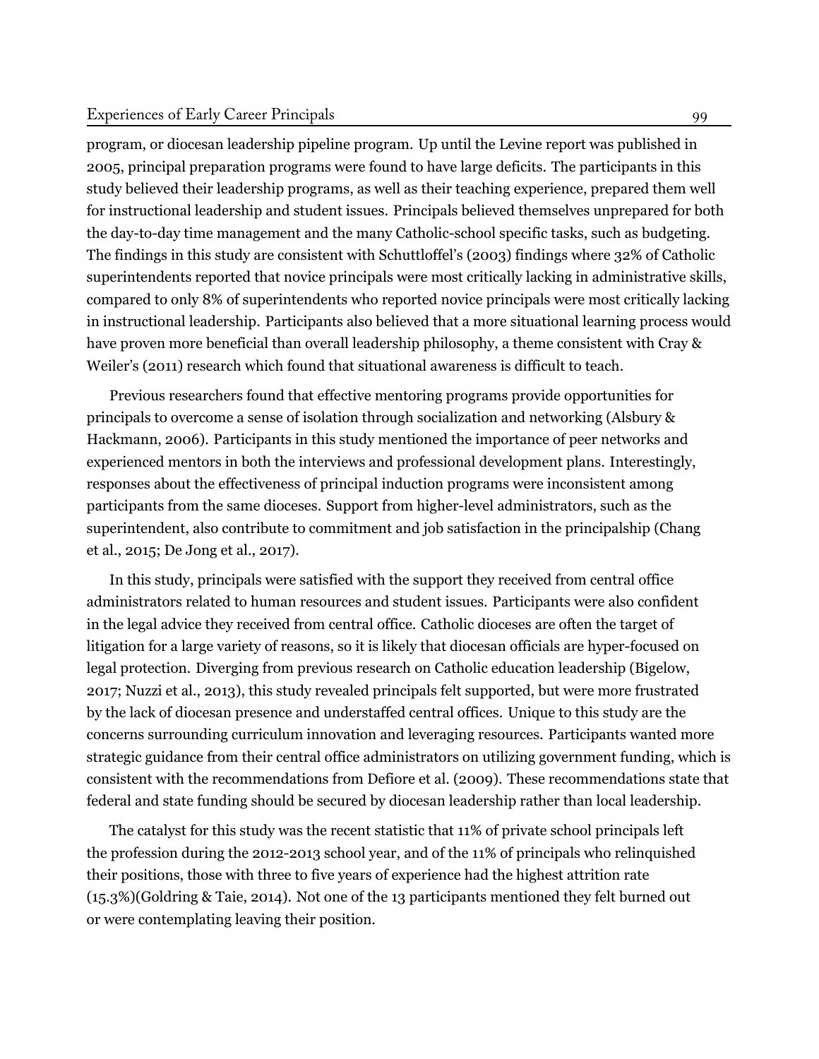program, or diocesan leadership pipeline program. Up until the Levine report was published in 2005, principal preparation programs were found to have large deficits. The participants in this study believed their leadership programs, as well as their teaching experience, prepared them well for instructional leadership and student issues. Principals believed themselves unprepared for both the day-to-day time management and the many Catholic-school specific tasks, such as budgeting. The findings in this study are consistent with Schuttloffel's (2003) findings where 32% of Catholic superintendents reported that novice principals were most critically lacking in administrative skills, compared to only 8% of superintendents who reported novice principals were most critically lacking in instructional leadership. Participants also believed that a more situational learning process would have proven more beneficial than overall leadership philosophy, a theme consistent with Cray & Weiler's (2011) research which found that situational awareness is difficult to teach.

Previous researchers found that effective mentoring programs provide opportunities for principals to overcome a sense of isolation through socialization and networking (Alsbury & Hackmann, 2006). Participants in this study mentioned the importance of peer networks and experienced mentors in both the interviews and professional development plans. Interestingly, responses about the effectiveness of principal induction programs were inconsistent among participants from the same dioceses. Support from higher-level administrators, such as the superintendent, also contribute to commitment and job satisfaction in the principalship (Chang et al., 2015; De Jong et al., 2017).

In this study, principals were satisfied with the support they received from central office administrators related to human resources and student issues. Participants were also confident in the legal advice they received from central office. Catholic dioceses are often the target of litigation for a large variety of reasons, so it is likely that diocesan officials are hyper-focused on legal protection. Diverging from previous research on Catholic education leadership (Bigelow, 2017; Nuzzi et al., 2013), this study revealed principals felt supported, but were more frustrated by the lack of diocesan presence and understaffed central offices. Unique to this study are the concerns surrounding curriculum innovation and leveraging resources. Participants wanted more strategic guidance from their central office administrators on utilizing government funding, which is consistent with the recommendations from Defiore et al. (2009). These recommendations state that federal and state funding should be secured by diocesan leadership rather than local leadership.

The catalyst for this study was the recent statistic that 11% of private school principals left the profession during the 2012-2013 school year, and of the 11% of principals who relinquished their positions, those with three to five years of experience had the highest attrition rate (15.3%)(Goldring & Taie, 2014). Not one of the 13 participants mentioned they felt burned out or were contemplating leaving their position.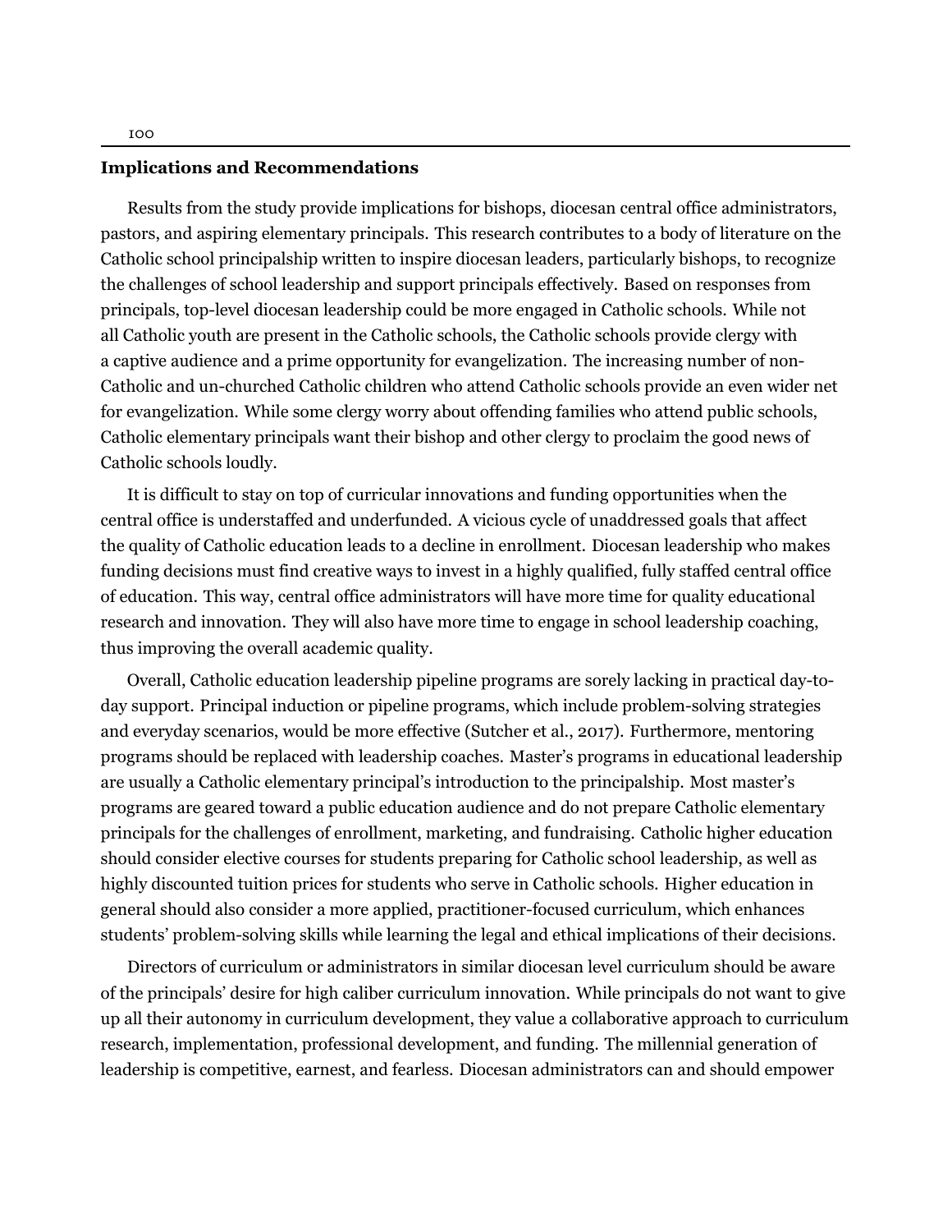## Implications and Recommendations

Results from the study provide implications for bishops, diocesan central office administrators, pastors, and aspiring elementary principals. This research contributes to a body of literature on the Catholic school principalship written to inspire diocesan leaders, particularly bishops, to recognize the challenges of school leadership and support principals effectively. Based on responses from principals, top-level diocesan leadership could be more engaged in Catholic schools. While not all Catholic youth are present in the Catholic schools, the Catholic schools provide clergy with a captive audience and a prime opportunity for evangelization. The increasing number of non-Catholic and un-churched Catholic children who attend Catholic schools provide an even wider net for evangelization. While some clergy worry about offending families who attend public schools, Catholic elementary principals want their bishop and other clergy to proclaim the good news of Catholic schools loudly.

It is difficult to stay on top of curricular innovations and funding opportunities when the central office is understaffed and underfunded. A vicious cycle of unaddressed goals that affect the quality of Catholic education leads to a decline in enrollment. Diocesan leadership who makes funding decisions must find creative ways to invest in a highly qualified, fully staffed central office of education. This way, central office administrators will have more time for quality educational research and innovation. They will also have more time to engage in school leadership coaching, thus improving the overall academic quality.

Overall, Catholic education leadership pipeline programs are sorely lacking in practical day-to-day support. Principal induction or pipeline programs, which include problem-solving strategies and everyday scenarios, would be more effective (Sutcher et al., 2017). Furthermore, mentoring programs should be replaced with leadership coaches. Master's programs in educational leadership are usually a Catholic elementary principal's introduction to the principalship. Most master's programs are geared toward a public education audience and do not prepare Catholic elementary principals for the challenges of enrollment, marketing, and fundraising. Catholic higher education should consider elective courses for students preparing for Catholic school leadership, as well as highly discounted tuition prices for students who serve in Catholic schools. Higher education in general should also consider a more applied, practitioner-focused curriculum, which enhances students' problem-solving skills while learning the legal and ethical implications of their decisions.

Directors of curriculum or administrators in similar diocesan level curriculum should be aware of the principals' desire for high caliber curriculum innovation. While principals do not want to give up all their autonomy in curriculum development, they value a collaborative approach to curriculum research, implementation, professional development, and funding. The millennial generation of leadership is competitive, earnest, and fearless. Diocesan administrators can and should empower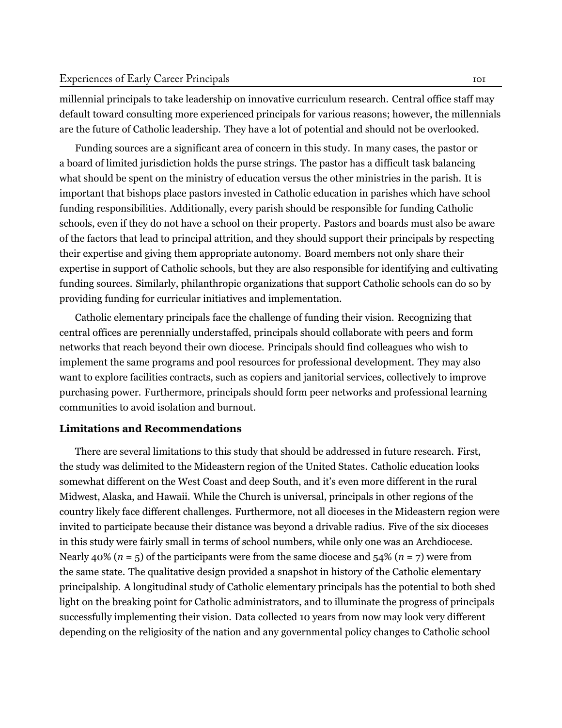millennial principals to take leadership on innovative curriculum research. Central office staff may default toward consulting more experienced principals for various reasons; however, the millennials are the future of Catholic leadership. They have a lot of potential and should not be overlooked.

Funding sources are a significant area of concern in this study. In many cases, the pastor or a board of limited jurisdiction holds the purse strings. The pastor has a difficult task balancing what should be spent on the ministry of education versus the other ministries in the parish. It is important that bishops place pastors invested in Catholic education in parishes which have school funding responsibilities. Additionally, every parish should be responsible for funding Catholic schools, even if they do not have a school on their property. Pastors and boards must also be aware of the factors that lead to principal attrition, and they should support their principals by respecting their expertise and giving them appropriate autonomy. Board members not only share their expertise in support of Catholic schools, but they are also responsible for identifying and cultivating funding sources. Similarly, philanthropic organizations that support Catholic schools can do so by providing funding for curricular initiatives and implementation.

Catholic elementary principals face the challenge of funding their vision. Recognizing that central offices are perennially understaffed, principals should collaborate with peers and form networks that reach beyond their own diocese. Principals should find colleagues who wish to implement the same programs and pool resources for professional development. They may also want to explore facilities contracts, such as copiers and janitorial services, collectively to improve purchasing power. Furthermore, principals should form peer networks and professional learning communities to avoid isolation and burnout.

### Limitations and Recommendations

There are several limitations to this study that should be addressed in future research. First, the study was delimited to the Mideastern region of the United States. Catholic education looks somewhat different on the West Coast and deep South, and it's even more different in the rural Midwest, Alaska, and Hawaii. While the Church is universal, principals in other regions of the country likely face different challenges. Furthermore, not all dioceses in the Mideastern region were invited to participate because their distance was beyond a drivable radius. Five of the six dioceses in this study were fairly small in terms of school numbers, while only one was an Archdiocese. Nearly 40% ($n$ = 5) of the participants were from the same diocese and 54% ($n$ = 7) were from the same state. The qualitative design provided a snapshot in history of the Catholic elementary principalship. A longitudinal study of Catholic elementary principals has the potential to both shed light on the breaking point for Catholic administrators, and to illuminate the progress of principals successfully implementing their vision. Data collected 10 years from now may look very different depending on the religiosity of the nation and any governmental policy changes to Catholic school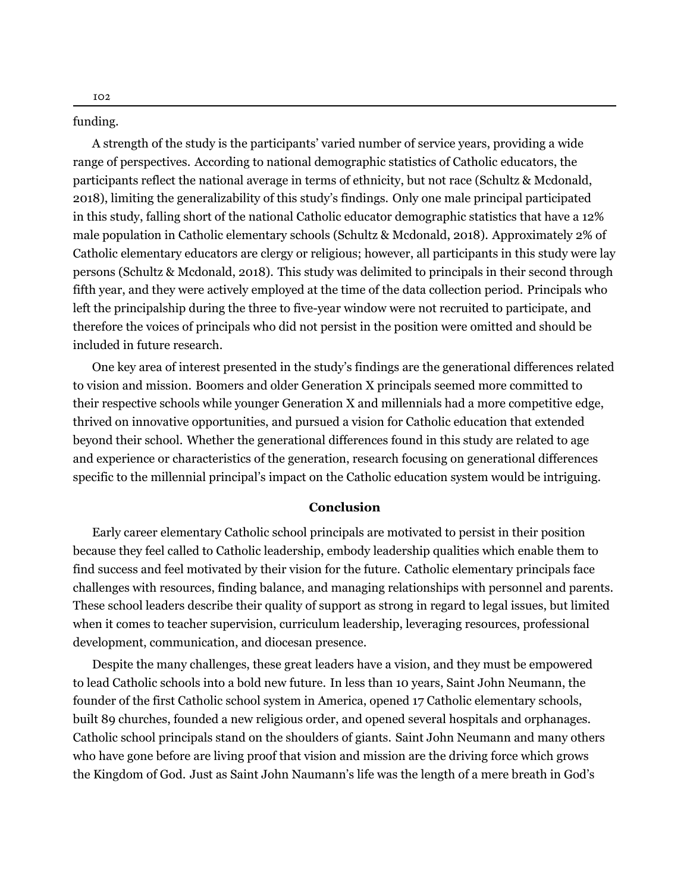funding.

A strength of the study is the participants' varied number of service years, providing a wide range of perspectives. According to national demographic statistics of Catholic educators, the participants reflect the national average in terms of ethnicity, but not race (Schultz & Mcdonald, 2018), limiting the generalizability of this study's findings. Only one male principal participated in this study, falling short of the national Catholic educator demographic statistics that have a 12% male population in Catholic elementary schools (Schultz & Mcdonald, 2018). Approximately 2% of Catholic elementary educators are clergy or religious; however, all participants in this study were lay persons (Schultz & Mcdonald, 2018). This study was delimited to principals in their second through fifth year, and they were actively employed at the time of the data collection period. Principals who left the principalship during the three to five-year window were not recruited to participate, and therefore the voices of principals who did not persist in the position were omitted and should be included in future research.

One key area of interest presented in the study's findings are the generational differences related to vision and mission. Boomers and older Generation X principals seemed more committed to their respective schools while younger Generation X and millennials had a more competitive edge, thrived on innovative opportunities, and pursued a vision for Catholic education that extended beyond their school. Whether the generational differences found in this study are related to age and experience or characteristics of the generation, research focusing on generational differences specific to the millennial principal's impact on the Catholic education system would be intriguing.

## Conclusion

Early career elementary Catholic school principals are motivated to persist in their position because they feel called to Catholic leadership, embody leadership qualities which enable them to find success and feel motivated by their vision for the future. Catholic elementary principals face challenges with resources, finding balance, and managing relationships with personnel and parents. These school leaders describe their quality of support as strong in regard to legal issues, but limited when it comes to teacher supervision, curriculum leadership, leveraging resources, professional development, communication, and diocesan presence.

Despite the many challenges, these great leaders have a vision, and they must be empowered to lead Catholic schools into a bold new future. In less than 10 years, Saint John Neumann, the founder of the first Catholic school system in America, opened 17 Catholic elementary schools, built 89 churches, founded a new religious order, and opened several hospitals and orphanages. Catholic school principals stand on the shoulders of giants. Saint John Neumann and many others who have gone before are living proof that vision and mission are the driving force which grows the Kingdom of God. Just as Saint John Naumann's life was the length of a mere breath in God's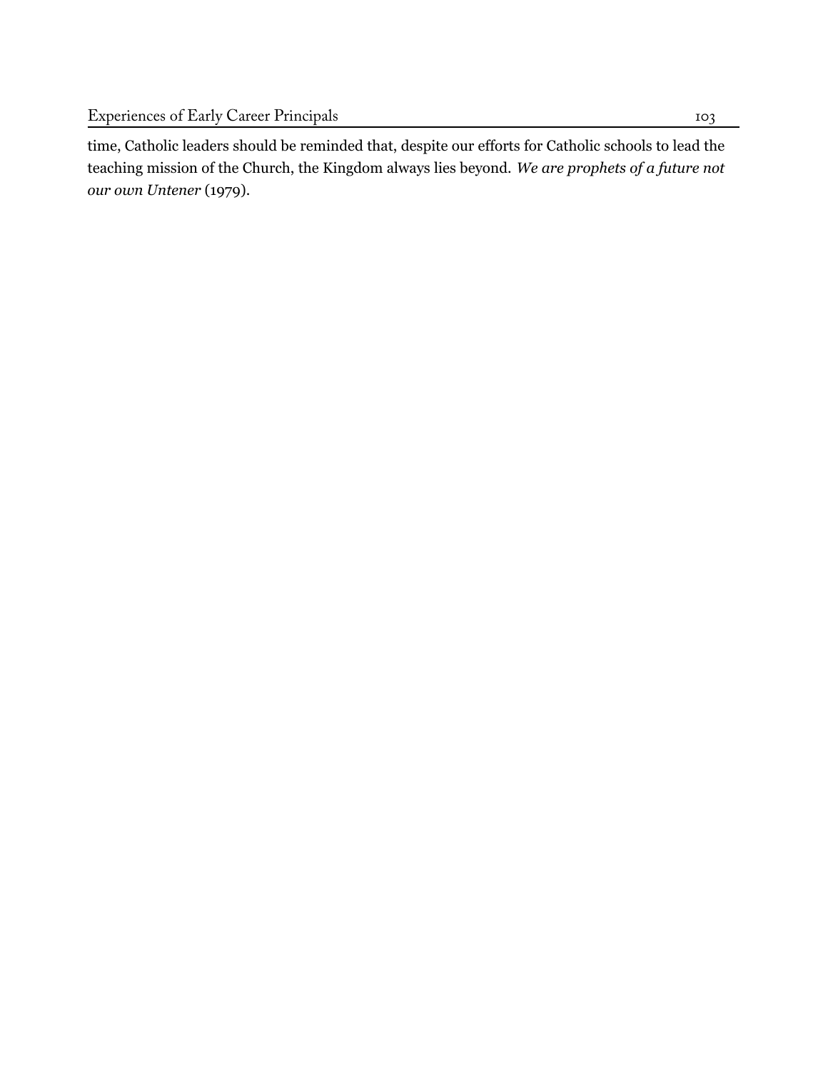time, Catholic leaders should be reminded that, despite our efforts for Catholic schools to lead the teaching mission of the Church, the Kingdom always lies beyond. *We are prophets of a future not our own Untener* (1979).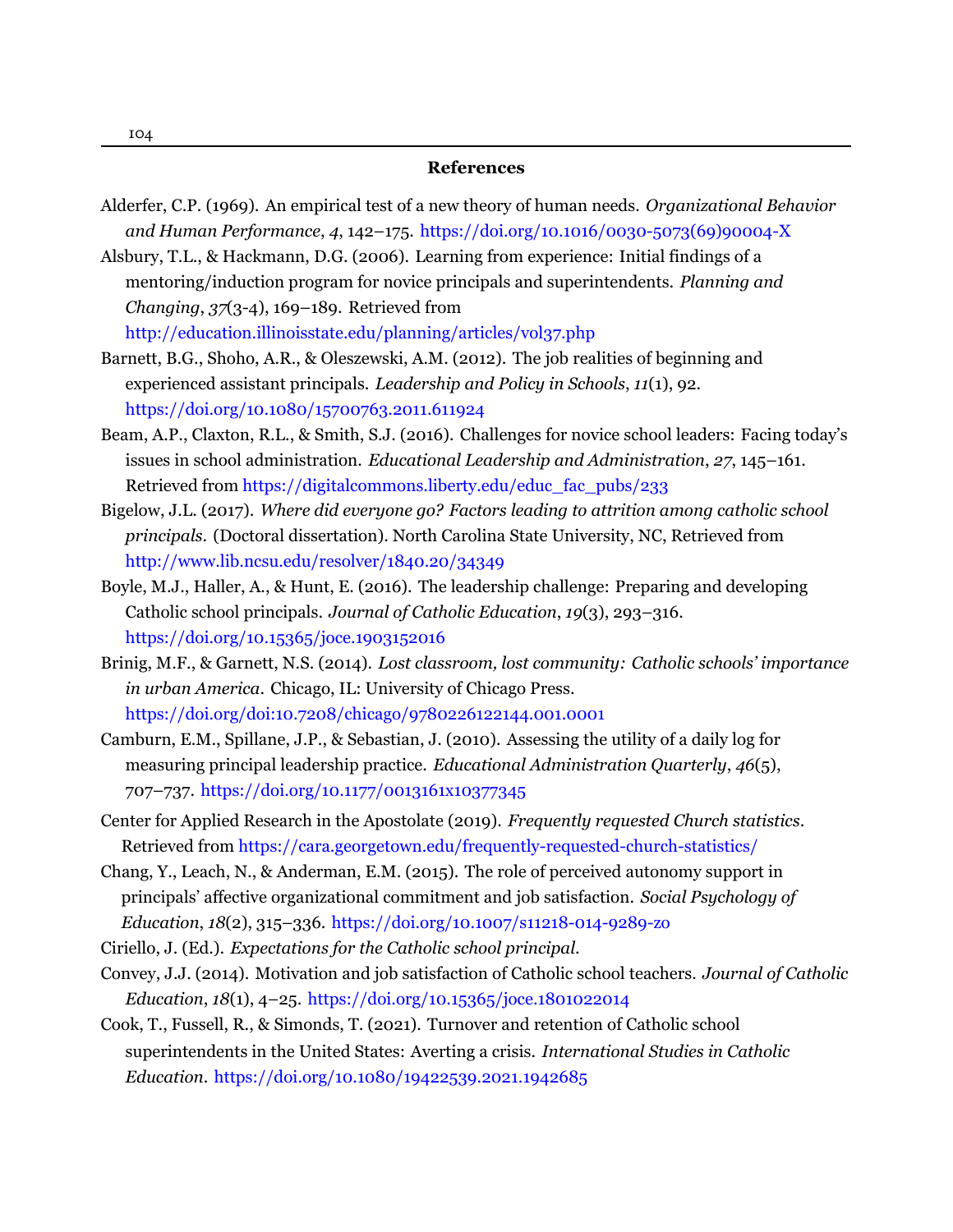## References

Alderfer, C.P. (1969). An empirical test of a new theory of human needs. *Organizational Behavior and Human Performance*, *4*, 142–175. https://doi.org/10.1016/0030-5073(69)90004-X

Alsbury, T.L., & Hackmann, D.G. (2006). Learning from experience: Initial findings of a mentoring/induction program for novice principals and superintendents. *Planning and Changing*, *37*(3-4), 169–189. Retrieved from http://education.illinoisstate.edu/planning/articles/vol37.php

Barnett, B.G., Shoho, A.R., & Oleszewski, A.M. (2012). The job realities of beginning and experienced assistant principals. *Leadership and Policy in Schools*, *11*(1), 92. https://doi.org/10.1080/15700763.2011.611924

Beam, A.P., Claxton, R.L., & Smith, S.J. (2016). Challenges for novice school leaders: Facing today's issues in school administration. *Educational Leadership and Administration*, *27*, 145–161. Retrieved from https://digitalcommons.liberty.edu/educ_fac_pubs/233

Bigelow, J.L. (2017). *Where did everyone go? Factors leading to attrition among catholic school principals*. (Doctoral dissertation). North Carolina State University, NC, Retrieved from http://www.lib.ncsu.edu/resolver/1840.20/34349

Boyle, M.J., Haller, A., & Hunt, E. (2016). The leadership challenge: Preparing and developing Catholic school principals. *Journal of Catholic Education*, *19*(3), 293–316. https://doi.org/10.15365/joce.1903152016

Brinig, M.F., & Garnett, N.S. (2014). *Lost classroom, lost community: Catholic schools' importance in urban America*. Chicago, IL: University of Chicago Press. https://doi.org/doi:10.7208/chicago/9780226122144.001.0001

Camburn, E.M., Spillane, J.P., & Sebastian, J. (2010). Assessing the utility of a daily log for measuring principal leadership practice. *Educational Administration Quarterly*, *46*(5), 707–737. https://doi.org/10.1177/0013161x10377345

Center for Applied Research in the Apostolate (2019). *Frequently requested Church statistics*. Retrieved from https://cara.georgetown.edu/frequently-requested-church-statistics/

Chang, Y., Leach, N., & Anderman, E.M. (2015). The role of perceived autonomy support in principals' affective organizational commitment and job satisfaction. *Social Psychology of Education*, *18*(2), 315–336. https://doi.org/10.1007/s11218-014-9289-z0

Ciriello, J. (Ed.). *Expectations for the Catholic school principal*.

Convey, J.J. (2014). Motivation and job satisfaction of Catholic school teachers. *Journal of Catholic Education*, *18*(1), 4–25. https://doi.org/10.15365/joce.1801022014

Cook, T., Fussell, R., & Simonds, T. (2021). Turnover and retention of Catholic school superintendents in the United States: Averting a crisis. *International Studies in Catholic Education*. https://doi.org/10.1080/19422539.2021.1942685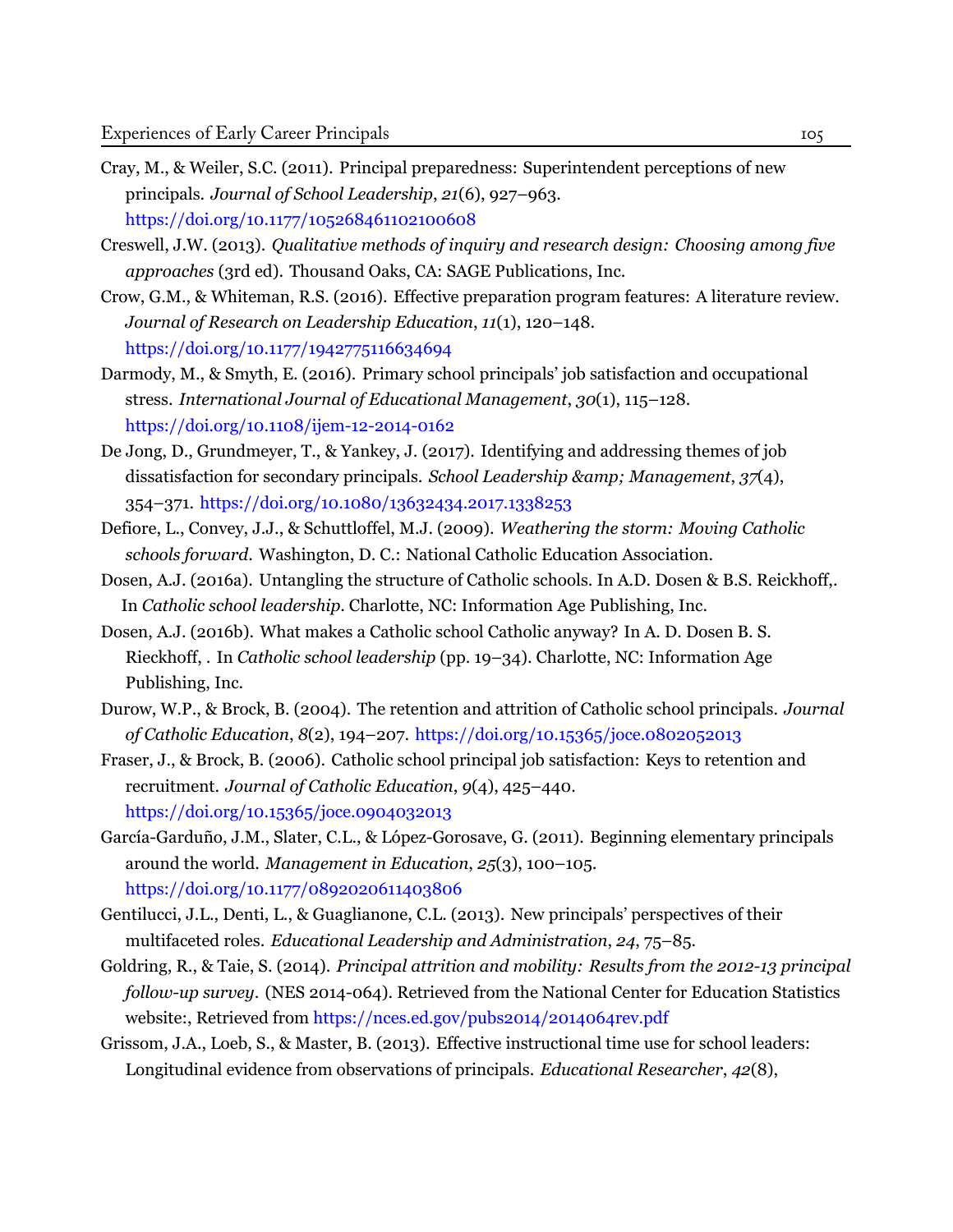Cray, M., & Weiler, S.C. (2011). Principal preparedness: Superintendent perceptions of new principals. *Journal of School Leadership*, *21*(6), 927–963. https://doi.org/10.1177/105268461102100608

Creswell, J.W. (2013). *Qualitative methods of inquiry and research design: Choosing among five approaches* (3rd ed). Thousand Oaks, CA: SAGE Publications, Inc.

Crow, G.M., & Whiteman, R.S. (2016). Effective preparation program features: A literature review. *Journal of Research on Leadership Education*, *11*(1), 120–148. https://doi.org/10.1177/1942775116634694

Darmody, M., & Smyth, E. (2016). Primary school principals' job satisfaction and occupational stress. *International Journal of Educational Management*, *30*(1), 115–128. https://doi.org/10.1108/ijem-12-2014-0162

De Jong, D., Grundmeyer, T., & Yankey, J. (2017). Identifying and addressing themes of job dissatisfaction for secondary principals. *School Leadership &amp; Management*, *37*(4), 354–371. https://doi.org/10.1080/13632434.2017.1338253

Defiore, L., Convey, J.J., & Schuttloffel, M.J. (2009). *Weathering the storm: Moving Catholic schools forward*. Washington, D. C.: National Catholic Education Association.

Dosen, A.J. (2016a). Untangling the structure of Catholic schools. In A.D. Dosen & B.S. Reickhoff,. In *Catholic school leadership*. Charlotte, NC: Information Age Publishing, Inc.

Dosen, A.J. (2016b). What makes a Catholic school Catholic anyway? In A. D. Dosen B. S. Rieckhoff, . In *Catholic school leadership* (pp. 19–34). Charlotte, NC: Information Age Publishing, Inc.

Durow, W.P., & Brock, B. (2004). The retention and attrition of Catholic school principals. *Journal of Catholic Education*, *8*(2), 194–207. https://doi.org/10.15365/joce.0802052013

Fraser, J., & Brock, B. (2006). Catholic school principal job satisfaction: Keys to retention and recruitment. *Journal of Catholic Education*, *9*(4), 425–440. https://doi.org/10.15365/joce.0904032013

García-Garduño, J.M., Slater, C.L., & López-Gorosave, G. (2011). Beginning elementary principals around the world. *Management in Education*, *25*(3), 100–105. https://doi.org/10.1177/0892020611403806

Gentilucci, J.L., Denti, L., & Guaglianone, C.L. (2013). New principals' perspectives of their multifaceted roles. *Educational Leadership and Administration*, *24*, 75–85.

Goldring, R., & Taie, S. (2014). *Principal attrition and mobility: Results from the 2012-13 principal follow-up survey*. (NES 2014-064). Retrieved from the National Center for Education Statistics website:, Retrieved from https://nces.ed.gov/pubs2014/2014064rev.pdf

Grissom, J.A., Loeb, S., & Master, B. (2013). Effective instructional time use for school leaders: Longitudinal evidence from observations of principals. *Educational Researcher*, *42*(8),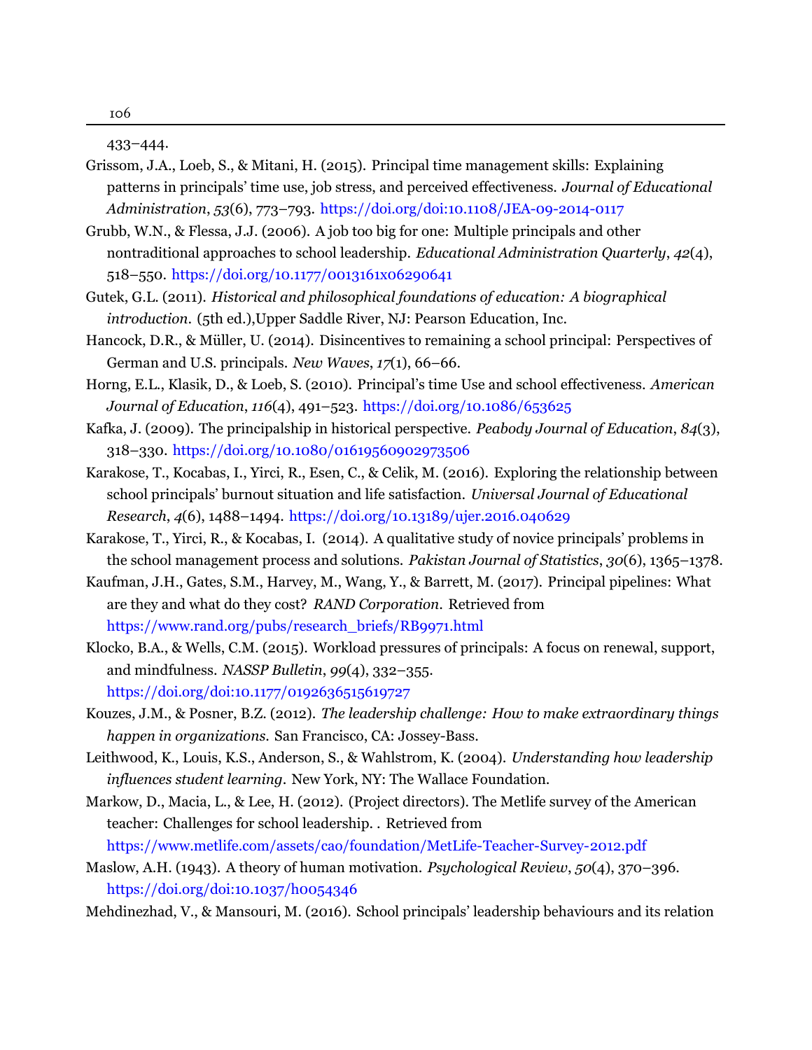433–444.

Grissom, J.A., Loeb, S., & Mitani, H. (2015). Principal time management skills: Explaining patterns in principals' time use, job stress, and perceived effectiveness. *Journal of Educational Administration*, *53*(6), 773–793. https://doi.org/doi:10.1108/JEA-09-2014-0117

Grubb, W.N., & Flessa, J.J. (2006). A job too big for one: Multiple principals and other nontraditional approaches to school leadership. *Educational Administration Quarterly*, *42*(4), 518–550. https://doi.org/10.1177/0013161x06290641

Gutek, G.L. (2011). *Historical and philosophical foundations of education: A biographical introduction.* (5th ed.),Upper Saddle River, NJ: Pearson Education, Inc.

Hancock, D.R., & Müller, U. (2014). Disincentives to remaining a school principal: Perspectives of German and U.S. principals. *New Waves*, *17*(1), 66–66.

Horng, E.L., Klasik, D., & Loeb, S. (2010). Principal's time Use and school effectiveness. *American Journal of Education*, *116*(4), 491–523. https://doi.org/10.1086/653625

Kafka, J. (2009). The principalship in historical perspective. *Peabody Journal of Education*, *84*(3), 318–330. https://doi.org/10.1080/01619560902973506

Karakose, T., Kocabas, I., Yirci, R., Esen, C., & Celik, M. (2016). Exploring the relationship between school principals' burnout situation and life satisfaction. *Universal Journal of Educational Research*, *4*(6), 1488–1494. https://doi.org/10.13189/ujer.2016.040629

Karakose, T., Yirci, R., & Kocabas, I. (2014). A qualitative study of novice principals' problems in the school management process and solutions. *Pakistan Journal of Statistics*, *30*(6), 1365–1378.

Kaufman, J.H., Gates, S.M., Harvey, M., Wang, Y., & Barrett, M. (2017). Principal pipelines: What are they and what do they cost? *RAND Corporation.* Retrieved from https://www.rand.org/pubs/research_briefs/RB9971.html

Klocko, B.A., & Wells, C.M. (2015). Workload pressures of principals: A focus on renewal, support, and mindfulness. *NASSP Bulletin*, *99*(4), 332–355. https://doi.org/doi:10.1177/0192636515619727

Kouzes, J.M., & Posner, B.Z. (2012). *The leadership challenge: How to make extraordinary things happen in organizations.* San Francisco, CA: Jossey-Bass.

Leithwood, K., Louis, K.S., Anderson, S., & Wahlstrom, K. (2004). *Understanding how leadership influences student learning.* New York, NY: The Wallace Foundation.

Markow, D., Macia, L., & Lee, H. (2012). (Project directors). The Metlife survey of the American teacher: Challenges for school leadership. . Retrieved from https://www.metlife.com/assets/cao/foundation/MetLife-Teacher-Survey-2012.pdf

Maslow, A.H. (1943). A theory of human motivation. *Psychological Review*, *50*(4), 370–396. https://doi.org/doi:10.1037/h0054346

Mehdinezhad, V., & Mansouri, M. (2016). School principals' leadership behaviours and its relation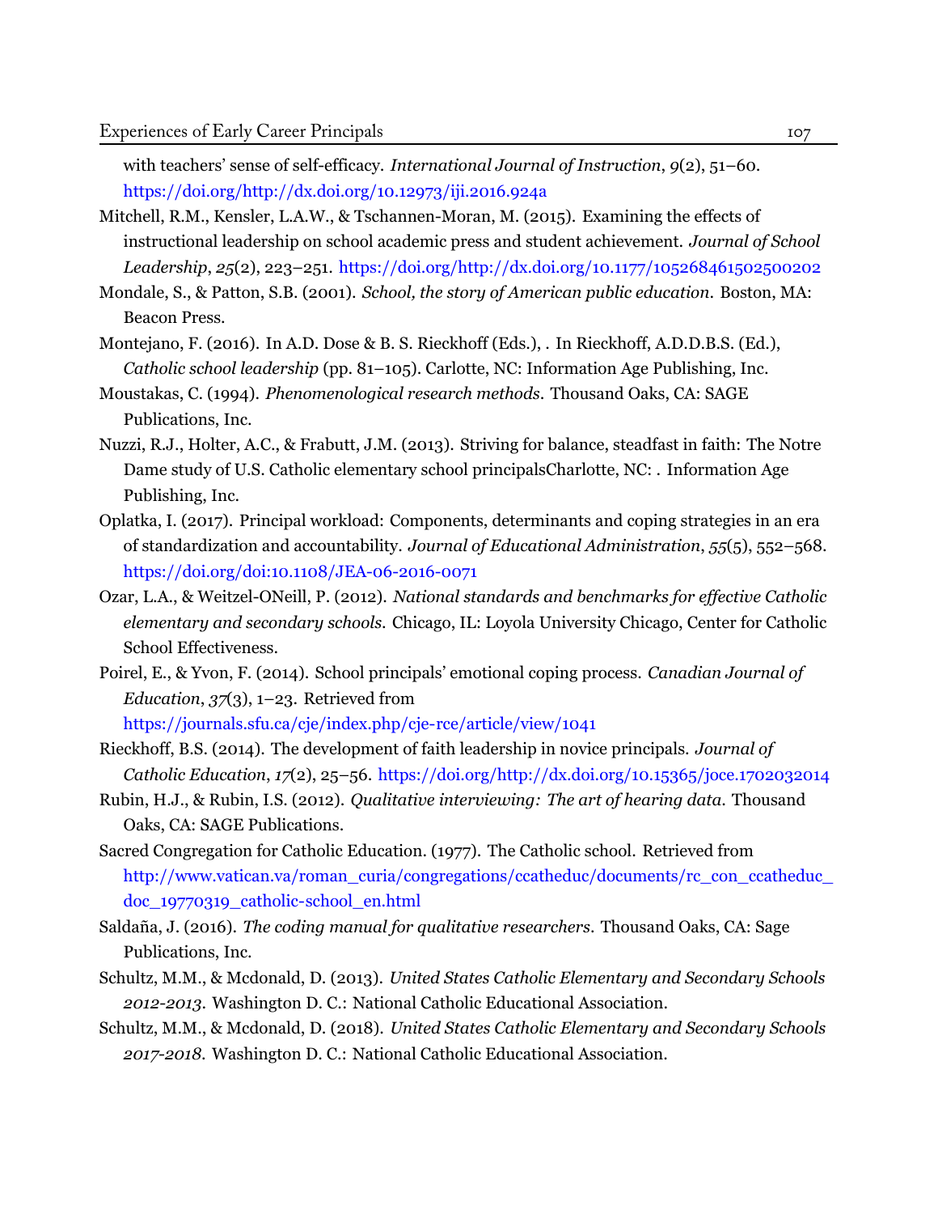with teachers' sense of self-efficacy. *International Journal of Instruction*, *9*(2), 51–60. https://doi.org/http://dx.doi.org/10.12973/iji.2016.924a

Mitchell, R.M., Kensler, L.A.W., & Tschannen-Moran, M. (2015). Examining the effects of instructional leadership on school academic press and student achievement. *Journal of School Leadership*, *25*(2), 223–251. https://doi.org/http://dx.doi.org/10.1177/105268461502500202

Mondale, S., & Patton, S.B. (2001). *School, the story of American public education*. Boston, MA: Beacon Press.

Montejano, F. (2016). In A.D. Dose & B. S. Rieckhoff (Eds.), . In Rieckhoff, A.D.D.B.S. (Ed.), *Catholic school leadership* (pp. 81–105). Carlotte, NC: Information Age Publishing, Inc.

Moustakas, C. (1994). *Phenomenological research methods*. Thousand Oaks, CA: SAGE Publications, Inc.

Nuzzi, R.J., Holter, A.C., & Frabutt, J.M. (2013). Striving for balance, steadfast in faith: The Notre Dame study of U.S. Catholic elementary school principalsCharlotte, NC: . Information Age Publishing, Inc.

Oplatka, I. (2017). Principal workload: Components, determinants and coping strategies in an era of standardization and accountability. *Journal of Educational Administration*, *55*(5), 552–568. https://doi.org/doi:10.1108/JEA-06-2016-0071

Ozar, L.A., & Weitzel-ONeill, P. (2012). *National standards and benchmarks for effective Catholic elementary and secondary schools*. Chicago, IL: Loyola University Chicago, Center for Catholic School Effectiveness.

Poirel, E., & Yvon, F. (2014). School principals' emotional coping process. *Canadian Journal of Education*, *37*(3), 1–23. Retrieved from https://journals.sfu.ca/cje/index.php/cje-rce/article/view/1041

Rieckhoff, B.S. (2014). The development of faith leadership in novice principals. *Journal of Catholic Education*, *17*(2), 25–56. https://doi.org/http://dx.doi.org/10.15365/joce.1702032014

Rubin, H.J., & Rubin, I.S. (2012). *Qualitative interviewing: The art of hearing data*. Thousand Oaks, CA: SAGE Publications.

Sacred Congregation for Catholic Education. (1977). The Catholic school. Retrieved from http://www.vatican.va/roman_curia/congregations/ccatheduc/documents/rc_con_ccatheduc_doc_19770319_catholic-school_en.html

Saldaña, J. (2016). *The coding manual for qualitative researchers*. Thousand Oaks, CA: Sage Publications, Inc.

Schultz, M.M., & Mcdonald, D. (2013). *United States Catholic Elementary and Secondary Schools 2012-2013*. Washington D. C.: National Catholic Educational Association.

Schultz, M.M., & Mcdonald, D. (2018). *United States Catholic Elementary and Secondary Schools 2017-2018*. Washington D. C.: National Catholic Educational Association.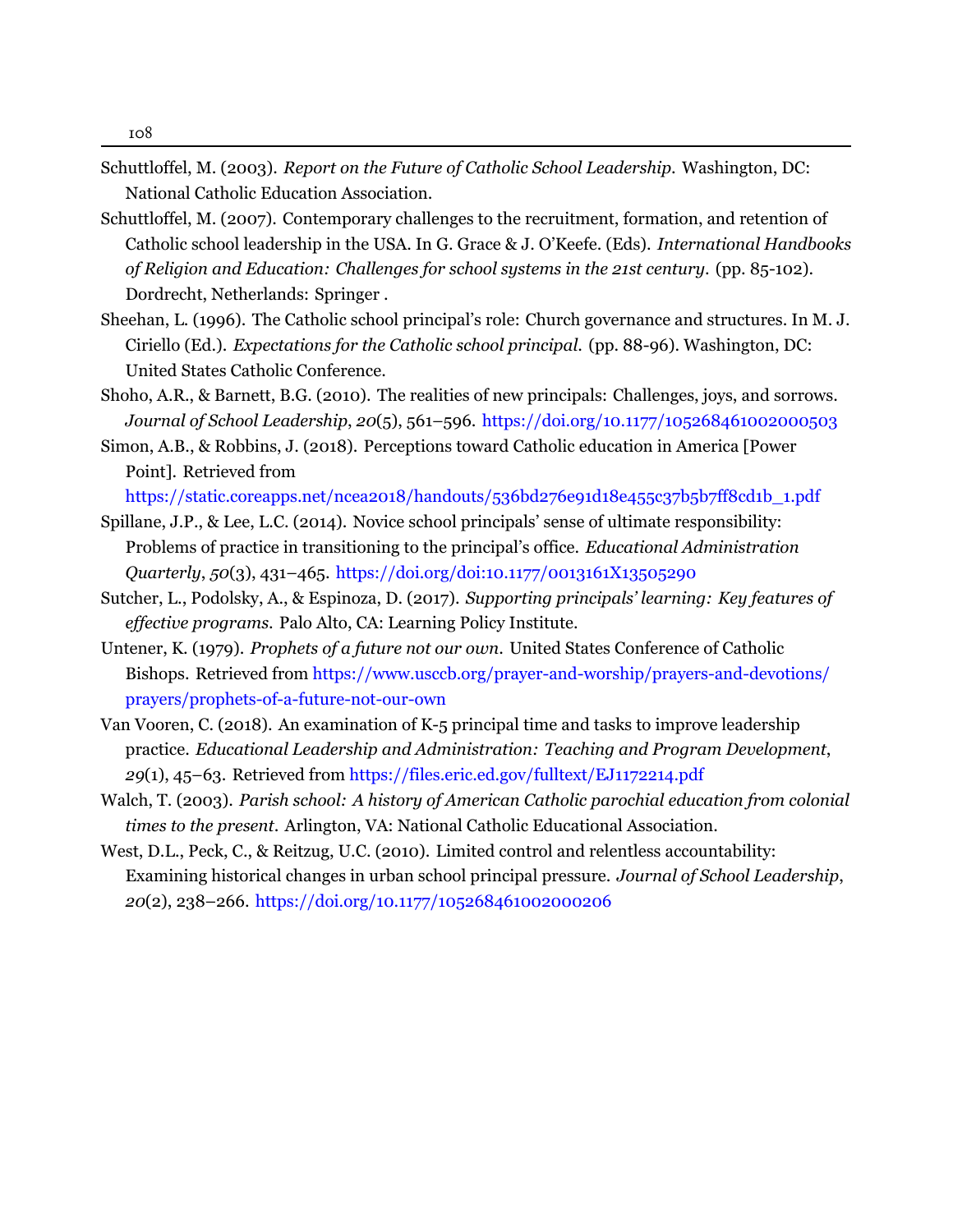Schuttloffel, M. (2003). *Report on the Future of Catholic School Leadership.* Washington, DC: National Catholic Education Association.

Schuttloffel, M. (2007). Contemporary challenges to the recruitment, formation, and retention of Catholic school leadership in the USA. In G. Grace & J. O'Keefe. (Eds). *International Handbooks of Religion and Education: Challenges for school systems in the 21st century.* (pp. 85-102). Dordrecht, Netherlands: Springer .

Sheehan, L. (1996). The Catholic school principal's role: Church governance and structures. In M. J. Ciriello (Ed.). *Expectations for the Catholic school principal.* (pp. 88-96). Washington, DC: United States Catholic Conference.

Shoho, A.R., & Barnett, B.G. (2010). The realities of new principals: Challenges, joys, and sorrows. *Journal of School Leadership*, *20*(5), 561–596. https://doi.org/10.1177/105268461002000503

Simon, A.B., & Robbins, J. (2018). Perceptions toward Catholic education in America [Power Point]. Retrieved from https://static.coreapps.net/ncea2018/handouts/536bd276e91d18e455c37b5b7ff8cd1b_1.pdf

Spillane, J.P., & Lee, L.C. (2014). Novice school principals' sense of ultimate responsibility: Problems of practice in transitioning to the principal's office. *Educational Administration Quarterly*, *50*(3), 431–465. https://doi.org/doi:10.1177/0013161X13505290

Sutcher, L., Podolsky, A., & Espinoza, D. (2017). *Supporting principals' learning: Key features of effective programs.* Palo Alto, CA: Learning Policy Institute.

Untener, K. (1979). *Prophets of a future not our own.* United States Conference of Catholic Bishops. Retrieved from https://www.usccb.org/prayer-and-worship/prayers-and-devotions/prayers/prophets-of-a-future-not-our-own

Van Vooren, C. (2018). An examination of K-5 principal time and tasks to improve leadership practice. *Educational Leadership and Administration: Teaching and Program Development*, *29*(1), 45–63. Retrieved from https://files.eric.ed.gov/fulltext/EJ1172214.pdf

Walch, T. (2003). *Parish school: A history of American Catholic parochial education from colonial times to the present.* Arlington, VA: National Catholic Educational Association.

West, D.L., Peck, C., & Reitzug, U.C. (2010). Limited control and relentless accountability: Examining historical changes in urban school principal pressure. *Journal of School Leadership*, *20*(2), 238–266. https://doi.org/10.1177/105268461002000206